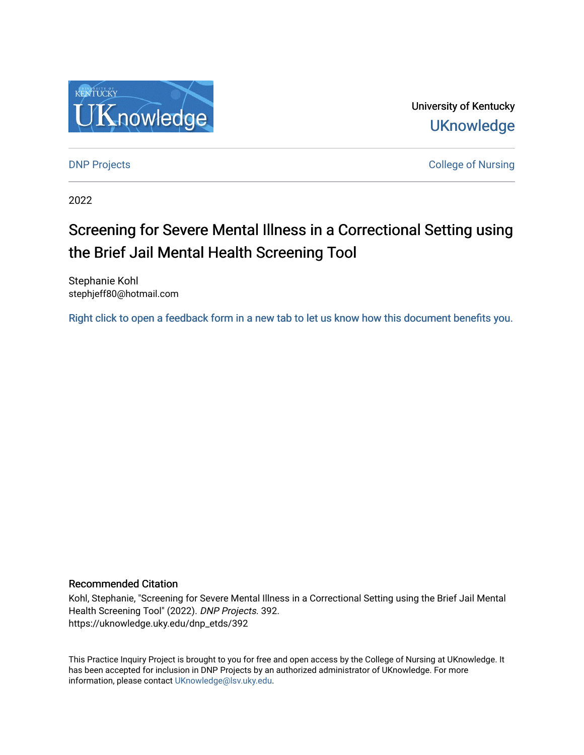University of Kentucky

UKnowledge

DNP Projects

College of Nursing

2022

# Screening for Severe Mental Illness in a Correctional Setting using the Brief Jail Mental Health Screening Tool

Stephanie Kohl
stephjeff80@hotmail.com

Right click to open a feedback form in a new tab to let us know how this document benefits you.

## Recommended Citation

Kohl, Stephanie, "Screening for Severe Mental Illness in a Correctional Setting using the Brief Jail Mental Health Screening Tool" (2022). *DNP Projects*. 392.
https://uknowledge.uky.edu/dnp_etds/392

This Practice Inquiry Project is brought to you for free and open access by the College of Nursing at UKnowledge. It has been accepted for inclusion in DNP Projects by an authorized administrator of UKnowledge. For more information, please contact UKnowledge@lsv.uky.edu.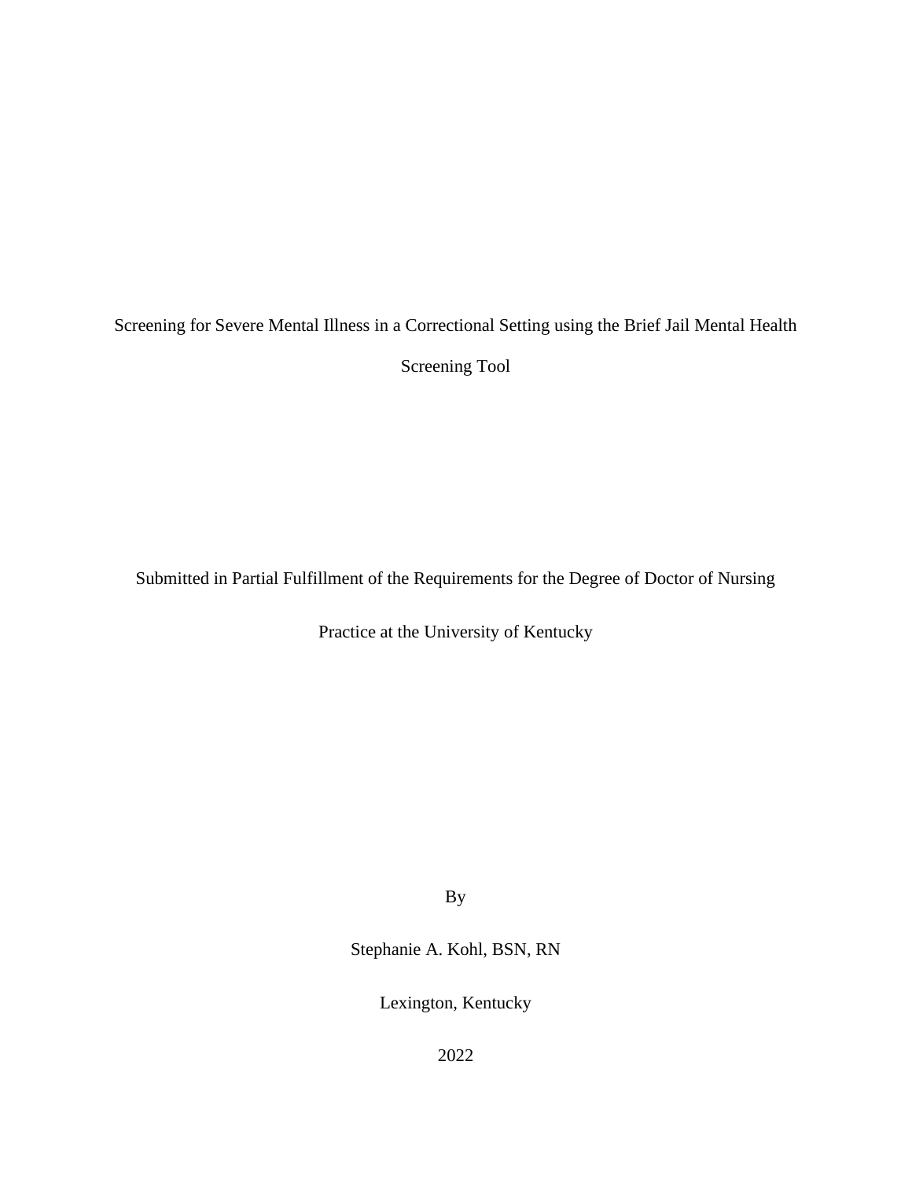# Screening for Severe Mental Illness in a Correctional Setting using the Brief Jail Mental Health Screening Tool

Submitted in Partial Fulfillment of the Requirements for the Degree of Doctor of Nursing Practice at the University of Kentucky

By

Stephanie A. Kohl, BSN, RN

Lexington, Kentucky

2022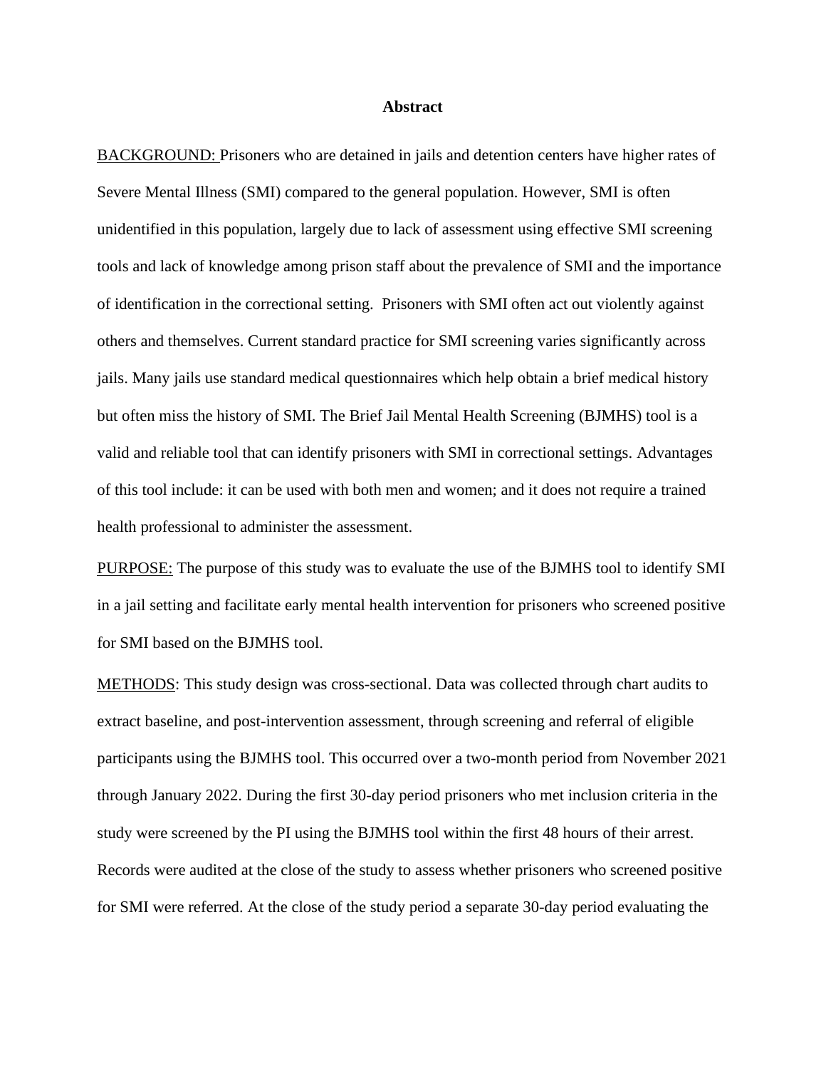**Abstract**

BACKGROUND: Prisoners who are detained in jails and detention centers have higher rates of Severe Mental Illness (SMI) compared to the general population. However, SMI is often unidentified in this population, largely due to lack of assessment using effective SMI screening tools and lack of knowledge among prison staff about the prevalence of SMI and the importance of identification in the correctional setting. Prisoners with SMI often act out violently against others and themselves. Current standard practice for SMI screening varies significantly across jails. Many jails use standard medical questionnaires which help obtain a brief medical history but often miss the history of SMI. The Brief Jail Mental Health Screening (BJMHS) tool is a valid and reliable tool that can identify prisoners with SMI in correctional settings. Advantages of this tool include: it can be used with both men and women; and it does not require a trained health professional to administer the assessment.

PURPOSE: The purpose of this study was to evaluate the use of the BJMHS tool to identify SMI in a jail setting and facilitate early mental health intervention for prisoners who screened positive for SMI based on the BJMHS tool.

METHODS: This study design was cross-sectional. Data was collected through chart audits to extract baseline, and post-intervention assessment, through screening and referral of eligible participants using the BJMHS tool. This occurred over a two-month period from November 2021 through January 2022. During the first 30-day period prisoners who met inclusion criteria in the study were screened by the PI using the BJMHS tool within the first 48 hours of their arrest. Records were audited at the close of the study to assess whether prisoners who screened positive for SMI were referred. At the close of the study period a separate 30-day period evaluating the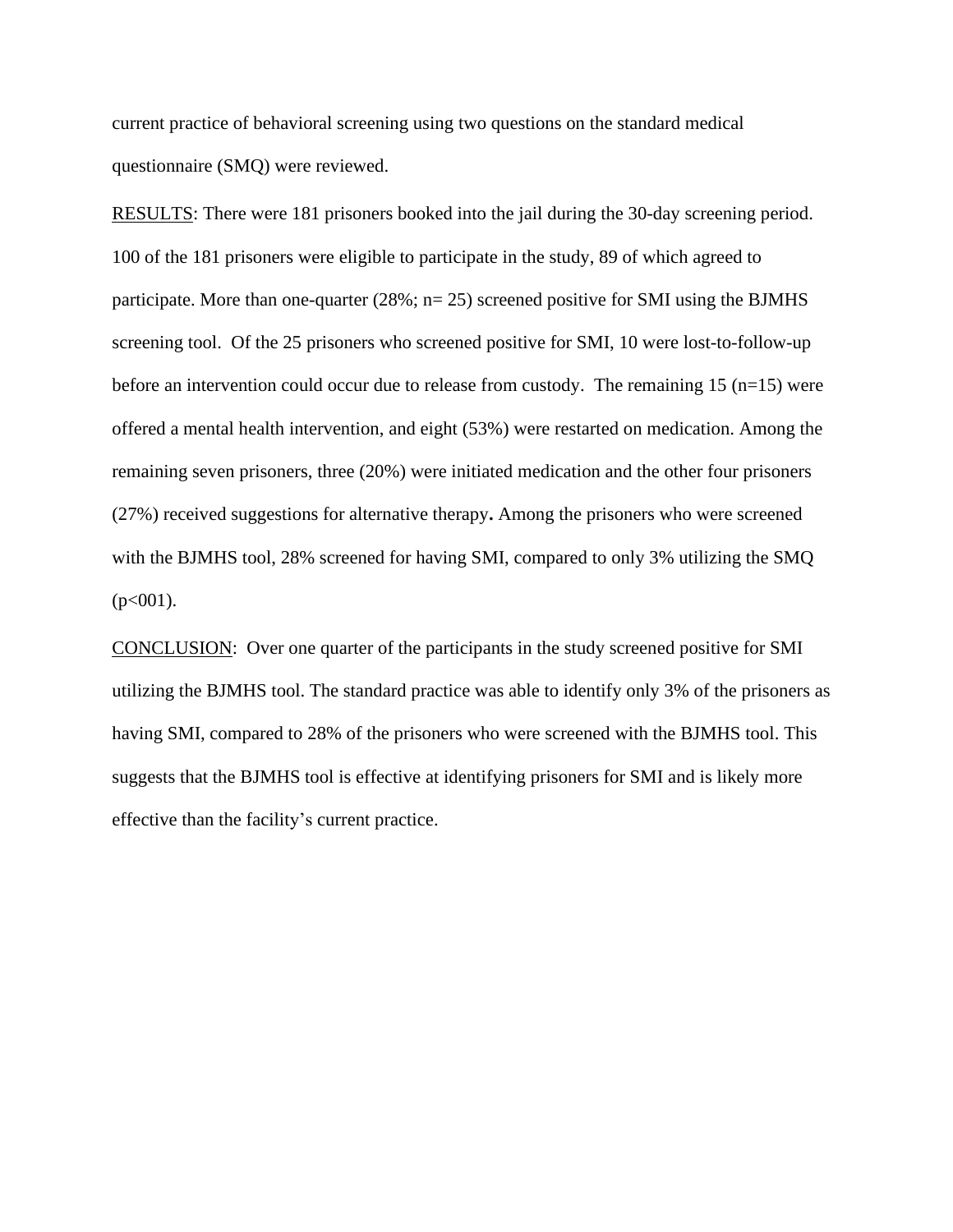current practice of behavioral screening using two questions on the standard medical questionnaire (SMQ) were reviewed.

RESULTS: There were 181 prisoners booked into the jail during the 30-day screening period. 100 of the 181 prisoners were eligible to participate in the study, 89 of which agreed to participate. More than one-quarter (28%; n= 25) screened positive for SMI using the BJMHS screening tool. Of the 25 prisoners who screened positive for SMI, 10 were lost-to-follow-up before an intervention could occur due to release from custody. The remaining 15 (n=15) were offered a mental health intervention, and eight (53%) were restarted on medication. Among the remaining seven prisoners, three (20%) were initiated medication and the other four prisoners (27%) received suggestions for alternative therapy**.** Among the prisoners who were screened with the BJMHS tool, 28% screened for having SMI, compared to only 3% utilizing the SMQ ($p<001$).

CONCLUSION: Over one quarter of the participants in the study screened positive for SMI utilizing the BJMHS tool. The standard practice was able to identify only 3% of the prisoners as having SMI, compared to 28% of the prisoners who were screened with the BJMHS tool. This suggests that the BJMHS tool is effective at identifying prisoners for SMI and is likely more effective than the facility's current practice.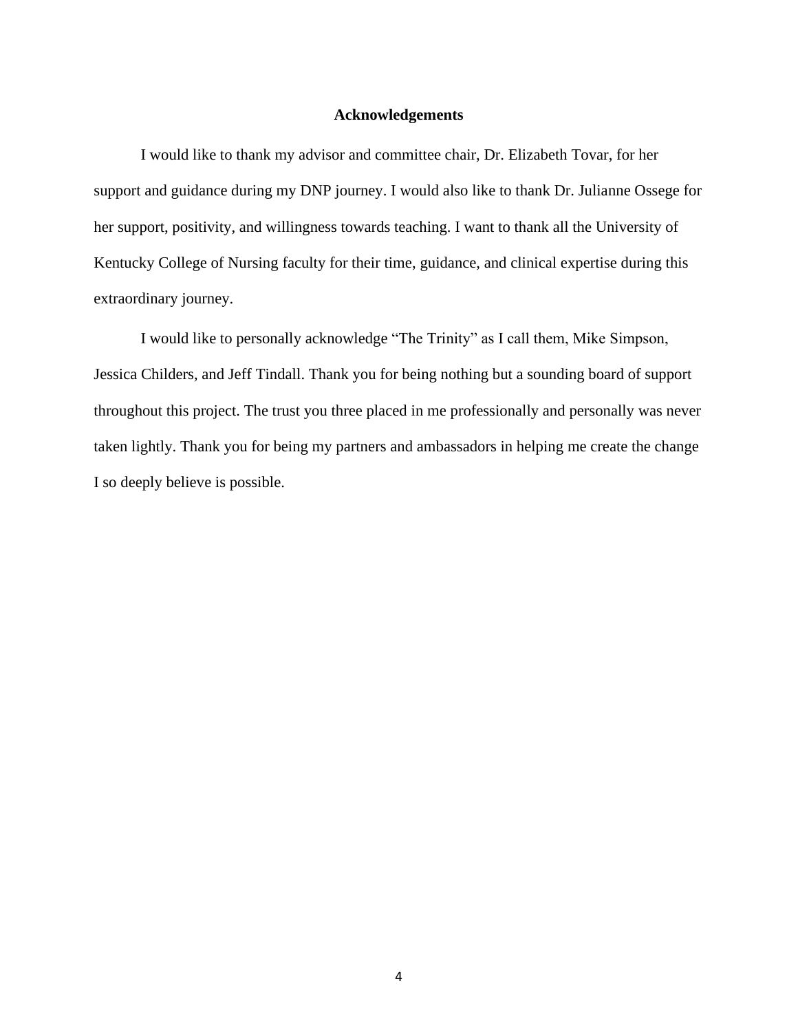## Acknowledgements

I would like to thank my advisor and committee chair, Dr. Elizabeth Tovar, for her support and guidance during my DNP journey. I would also like to thank Dr. Julianne Ossege for her support, positivity, and willingness towards teaching. I want to thank all the University of Kentucky College of Nursing faculty for their time, guidance, and clinical expertise during this extraordinary journey.

I would like to personally acknowledge "The Trinity" as I call them, Mike Simpson, Jessica Childers, and Jeff Tindall. Thank you for being nothing but a sounding board of support throughout this project. The trust you three placed in me professionally and personally was never taken lightly. Thank you for being my partners and ambassadors in helping me create the change I so deeply believe is possible.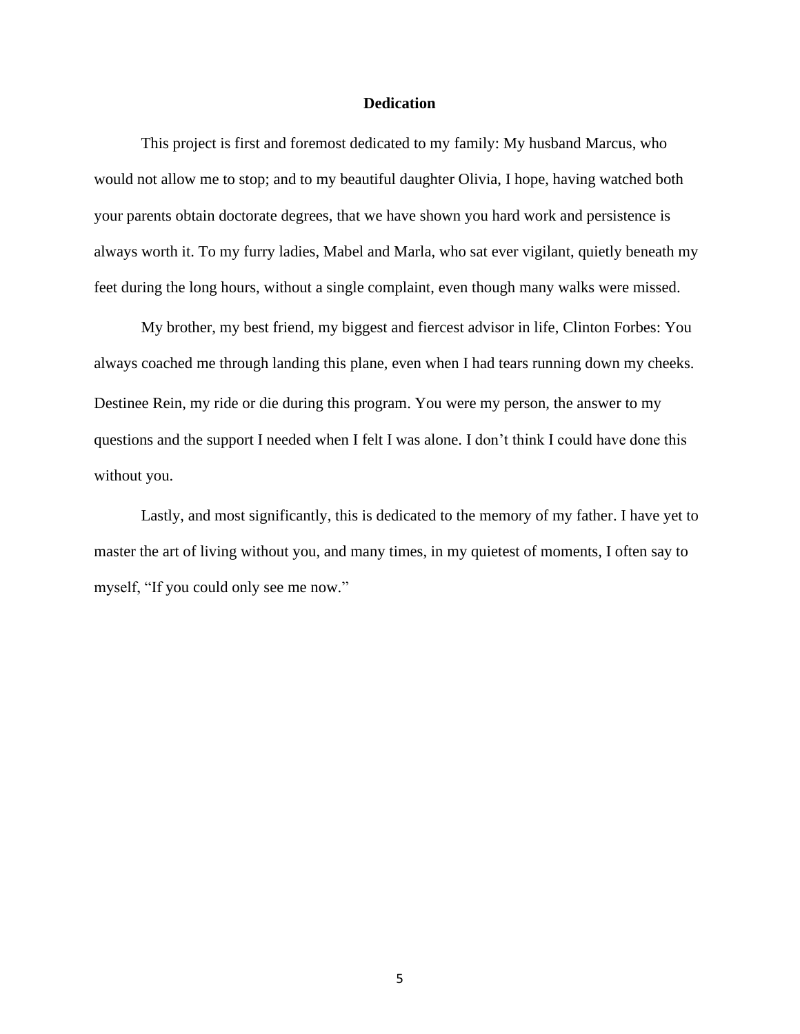# Dedication

This project is first and foremost dedicated to my family: My husband Marcus, who would not allow me to stop; and to my beautiful daughter Olivia, I hope, having watched both your parents obtain doctorate degrees, that we have shown you hard work and persistence is always worth it. To my furry ladies, Mabel and Marla, who sat ever vigilant, quietly beneath my feet during the long hours, without a single complaint, even though many walks were missed.

My brother, my best friend, my biggest and fiercest advisor in life, Clinton Forbes: You always coached me through landing this plane, even when I had tears running down my cheeks. Destinee Rein, my ride or die during this program. You were my person, the answer to my questions and the support I needed when I felt I was alone. I don't think I could have done this without you.

Lastly, and most significantly, this is dedicated to the memory of my father. I have yet to master the art of living without you, and many times, in my quietest of moments, I often say to myself, "If you could only see me now."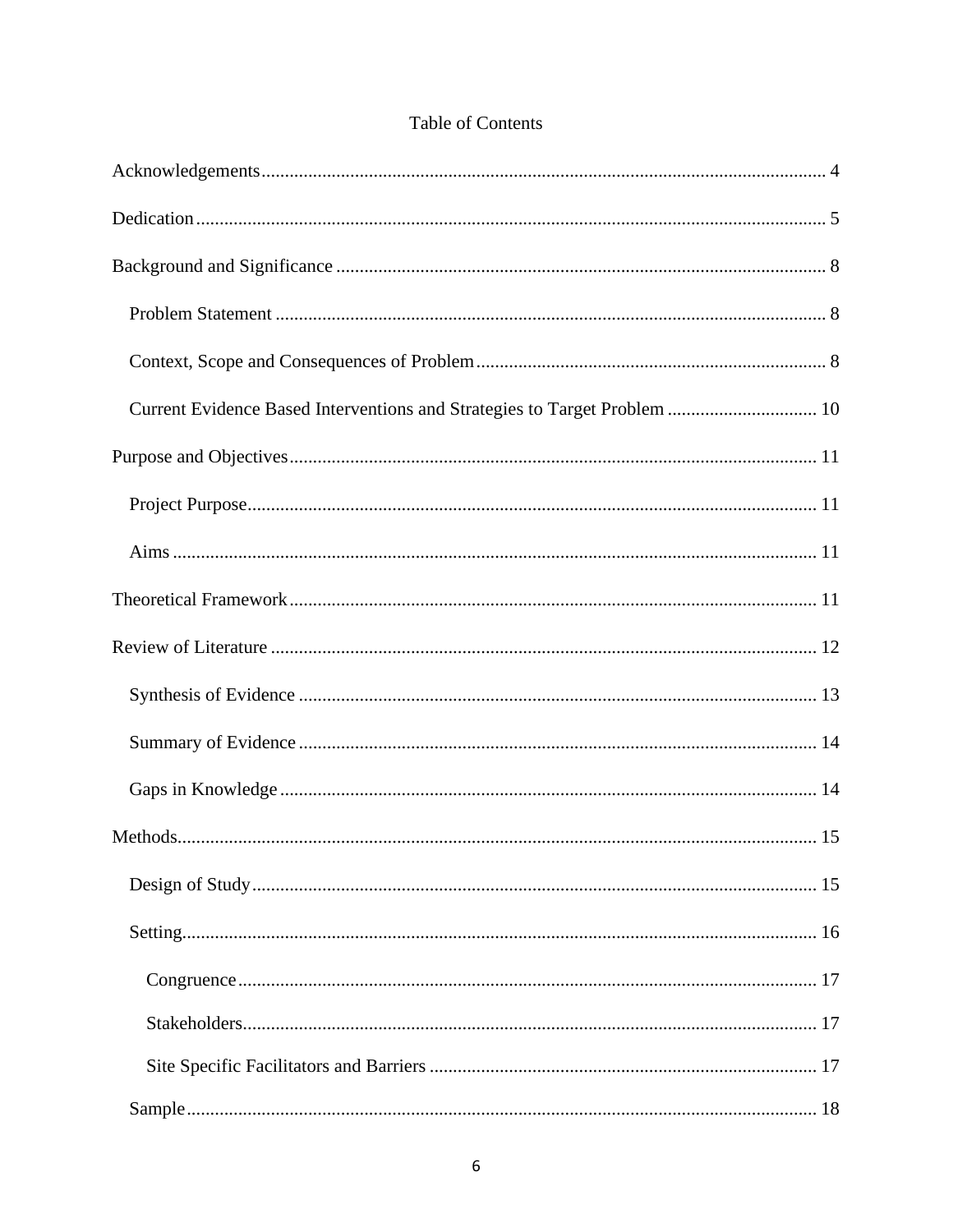# Table of Contents

Acknowledgements ........................................................................................................................ 4

Dedication ..................................................................................................................................... 5

Background and Significance ........................................................................................................ 8

- Problem Statement ..................................................................................................................... 8
- Context, Scope and Consequences of Problem ........................................................................... 8
- Current Evidence Based Interventions and Strategies to Target Problem ................................. 10

Purpose and Objectives ................................................................................................................ 11

- Project Purpose ......................................................................................................................... 11
- Aims ......................................................................................................................................... 11

Theoretical Framework ................................................................................................................ 11

Review of Literature .................................................................................................................... 12

- Synthesis of Evidence .............................................................................................................. 13
- Summary of Evidence .............................................................................................................. 14
- Gaps in Knowledge .................................................................................................................. 14

Methods ........................................................................................................................................ 15

- Design of Study ........................................................................................................................ 15
- Setting ...................................................................................................................................... 16
  - Congruence ........................................................................................................................... 17
  - Stakeholders .......................................................................................................................... 17
  - Site Specific Facilitators and Barriers .................................................................................. 17
- Sample ...................................................................................................................................... 18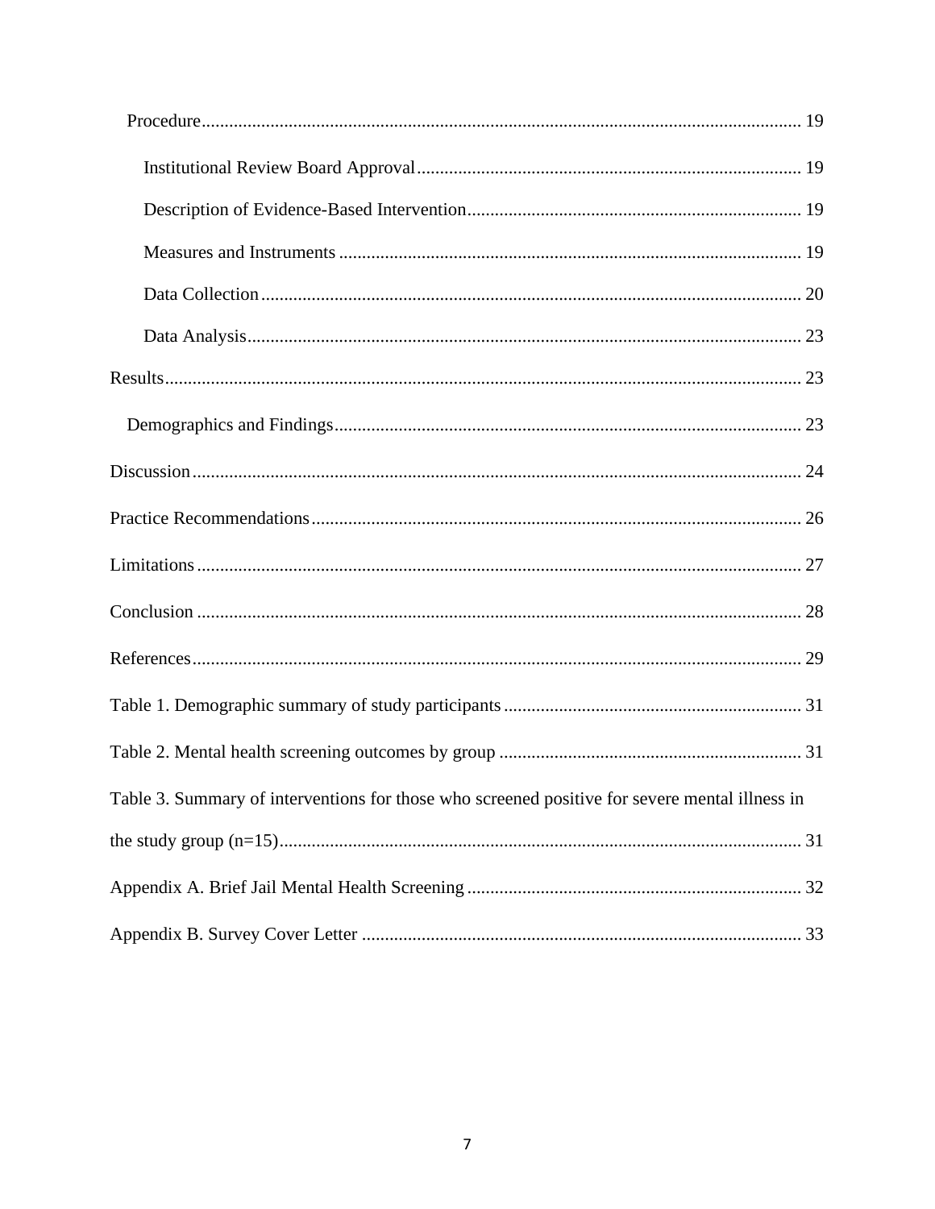Procedure ..... 19

Institutional Review Board Approval ..... 19

Description of Evidence-Based Intervention ..... 19

Measures and Instruments ..... 19

Data Collection ..... 20

Data Analysis ..... 23

Results ..... 23

Demographics and Findings ..... 23

Discussion ..... 24

Practice Recommendations ..... 26

Limitations ..... 27

Conclusion ..... 28

References ..... 29

Table 1. Demographic summary of study participants ..... 31

Table 2. Mental health screening outcomes by group ..... 31

Table 3. Summary of interventions for those who screened positive for severe mental illness in the study group (n=15) ..... 31

Appendix A. Brief Jail Mental Health Screening ..... 32

Appendix B. Survey Cover Letter ..... 33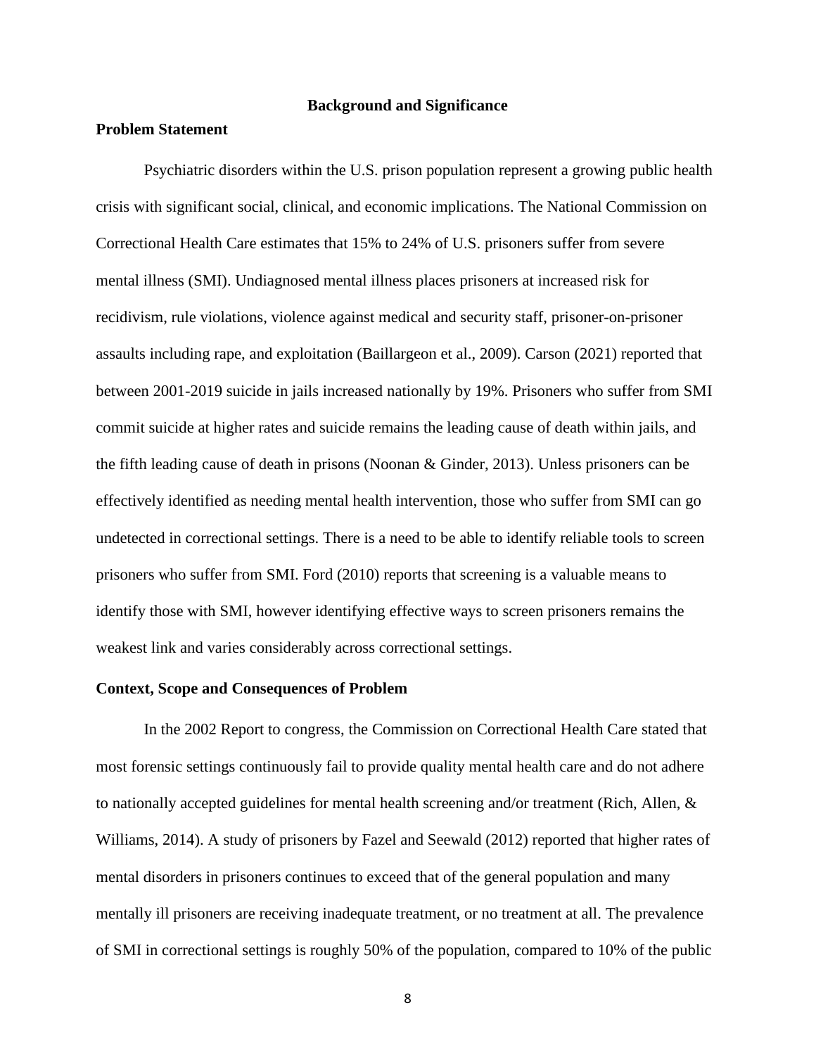# Background and Significance

## Problem Statement

Psychiatric disorders within the U.S. prison population represent a growing public health crisis with significant social, clinical, and economic implications. The National Commission on Correctional Health Care estimates that 15% to 24% of U.S. prisoners suffer from severe mental illness (SMI). Undiagnosed mental illness places prisoners at increased risk for recidivism, rule violations, violence against medical and security staff, prisoner-on-prisoner assaults including rape, and exploitation (Baillargeon et al., 2009). Carson (2021) reported that between 2001-2019 suicide in jails increased nationally by 19%. Prisoners who suffer from SMI commit suicide at higher rates and suicide remains the leading cause of death within jails, and the fifth leading cause of death in prisons (Noonan & Ginder, 2013). Unless prisoners can be effectively identified as needing mental health intervention, those who suffer from SMI can go undetected in correctional settings. There is a need to be able to identify reliable tools to screen prisoners who suffer from SMI. Ford (2010) reports that screening is a valuable means to identify those with SMI, however identifying effective ways to screen prisoners remains the weakest link and varies considerably across correctional settings.

## Context, Scope and Consequences of Problem

In the 2002 Report to congress, the Commission on Correctional Health Care stated that most forensic settings continuously fail to provide quality mental health care and do not adhere to nationally accepted guidelines for mental health screening and/or treatment (Rich, Allen, & Williams, 2014). A study of prisoners by Fazel and Seewald (2012) reported that higher rates of mental disorders in prisoners continues to exceed that of the general population and many mentally ill prisoners are receiving inadequate treatment, or no treatment at all. The prevalence of SMI in correctional settings is roughly 50% of the population, compared to 10% of the public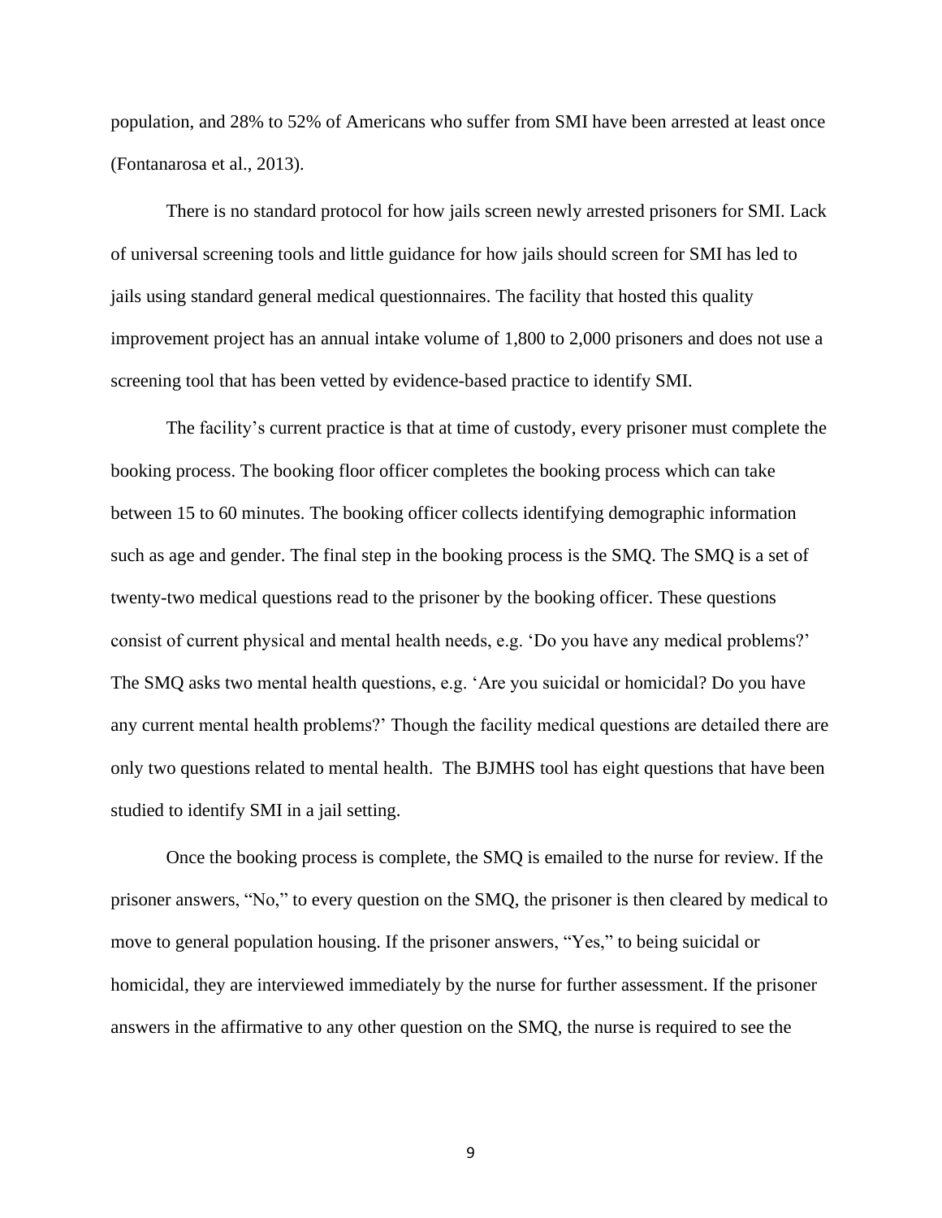population, and 28% to 52% of Americans who suffer from SMI have been arrested at least once (Fontanarosa et al., 2013).

There is no standard protocol for how jails screen newly arrested prisoners for SMI. Lack of universal screening tools and little guidance for how jails should screen for SMI has led to jails using standard general medical questionnaires. The facility that hosted this quality improvement project has an annual intake volume of 1,800 to 2,000 prisoners and does not use a screening tool that has been vetted by evidence-based practice to identify SMI.

The facility's current practice is that at time of custody, every prisoner must complete the booking process. The booking floor officer completes the booking process which can take between 15 to 60 minutes. The booking officer collects identifying demographic information such as age and gender. The final step in the booking process is the SMQ. The SMQ is a set of twenty-two medical questions read to the prisoner by the booking officer. These questions consist of current physical and mental health needs, e.g. 'Do you have any medical problems?' The SMQ asks two mental health questions, e.g. 'Are you suicidal or homicidal? Do you have any current mental health problems?' Though the facility medical questions are detailed there are only two questions related to mental health. The BJMHS tool has eight questions that have been studied to identify SMI in a jail setting.

Once the booking process is complete, the SMQ is emailed to the nurse for review. If the prisoner answers, "No," to every question on the SMQ, the prisoner is then cleared by medical to move to general population housing. If the prisoner answers, "Yes," to being suicidal or homicidal, they are interviewed immediately by the nurse for further assessment. If the prisoner answers in the affirmative to any other question on the SMQ, the nurse is required to see the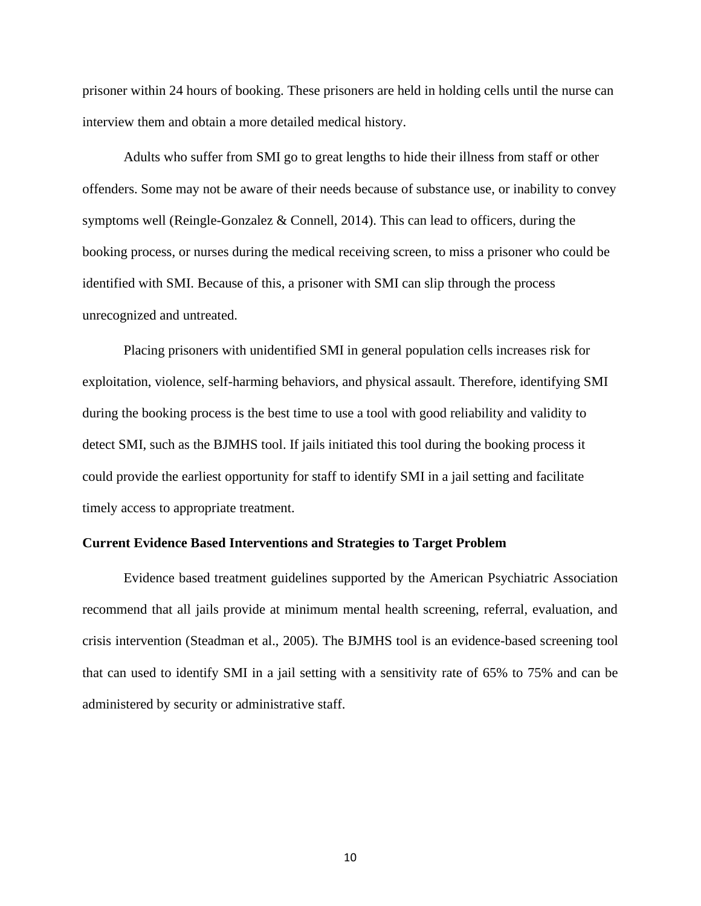prisoner within 24 hours of booking. These prisoners are held in holding cells until the nurse can interview them and obtain a more detailed medical history.

Adults who suffer from SMI go to great lengths to hide their illness from staff or other offenders. Some may not be aware of their needs because of substance use, or inability to convey symptoms well (Reingle-Gonzalez & Connell, 2014). This can lead to officers, during the booking process, or nurses during the medical receiving screen, to miss a prisoner who could be identified with SMI. Because of this, a prisoner with SMI can slip through the process unrecognized and untreated.

Placing prisoners with unidentified SMI in general population cells increases risk for exploitation, violence, self-harming behaviors, and physical assault. Therefore, identifying SMI during the booking process is the best time to use a tool with good reliability and validity to detect SMI, such as the BJMHS tool. If jails initiated this tool during the booking process it could provide the earliest opportunity for staff to identify SMI in a jail setting and facilitate timely access to appropriate treatment.

**Current Evidence Based Interventions and Strategies to Target Problem**

Evidence based treatment guidelines supported by the American Psychiatric Association recommend that all jails provide at minimum mental health screening, referral, evaluation, and crisis intervention (Steadman et al., 2005). The BJMHS tool is an evidence-based screening tool that can used to identify SMI in a jail setting with a sensitivity rate of 65% to 75% and can be administered by security or administrative staff.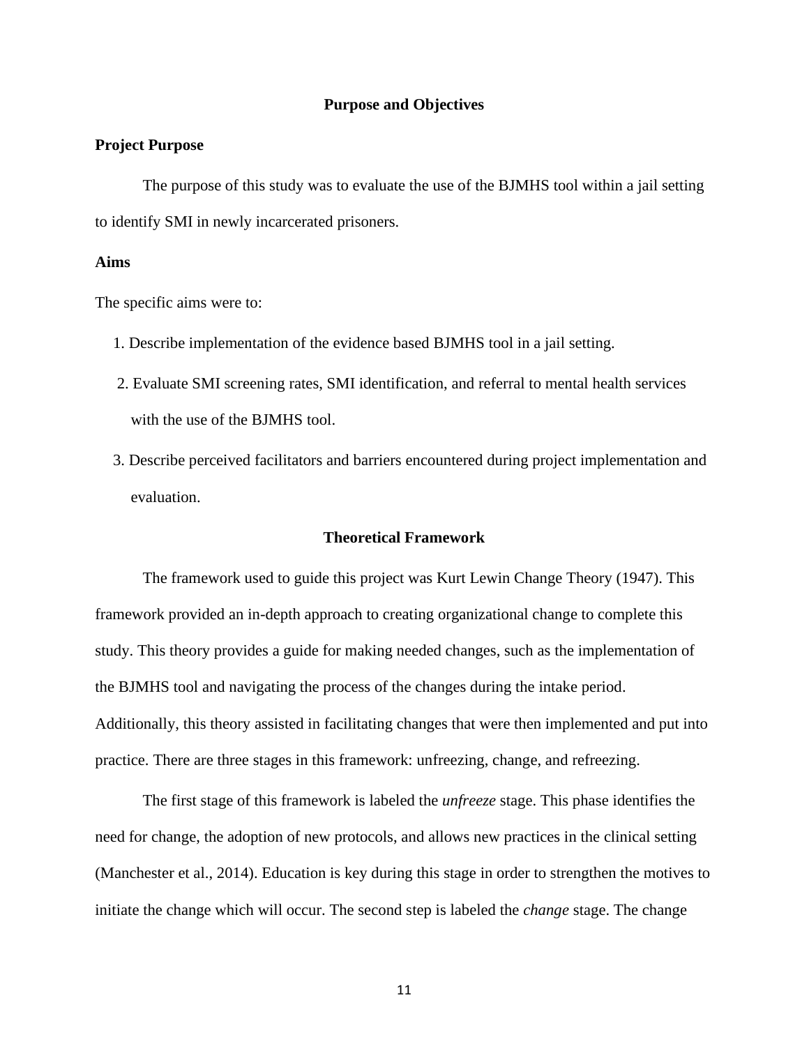## Purpose and Objectives

### Project Purpose

The purpose of this study was to evaluate the use of the BJMHS tool within a jail setting to identify SMI in newly incarcerated prisoners.

### Aims

The specific aims were to:

1. Describe implementation of the evidence based BJMHS tool in a jail setting.
2. Evaluate SMI screening rates, SMI identification, and referral to mental health services with the use of the BJMHS tool.
3. Describe perceived facilitators and barriers encountered during project implementation and evaluation.

## Theoretical Framework

The framework used to guide this project was Kurt Lewin Change Theory (1947). This framework provided an in-depth approach to creating organizational change to complete this study. This theory provides a guide for making needed changes, such as the implementation of the BJMHS tool and navigating the process of the changes during the intake period. Additionally, this theory assisted in facilitating changes that were then implemented and put into practice. There are three stages in this framework: unfreezing, change, and refreezing.

The first stage of this framework is labeled the *unfreeze* stage. This phase identifies the need for change, the adoption of new protocols, and allows new practices in the clinical setting (Manchester et al., 2014). Education is key during this stage in order to strengthen the motives to initiate the change which will occur. The second step is labeled the *change* stage. The change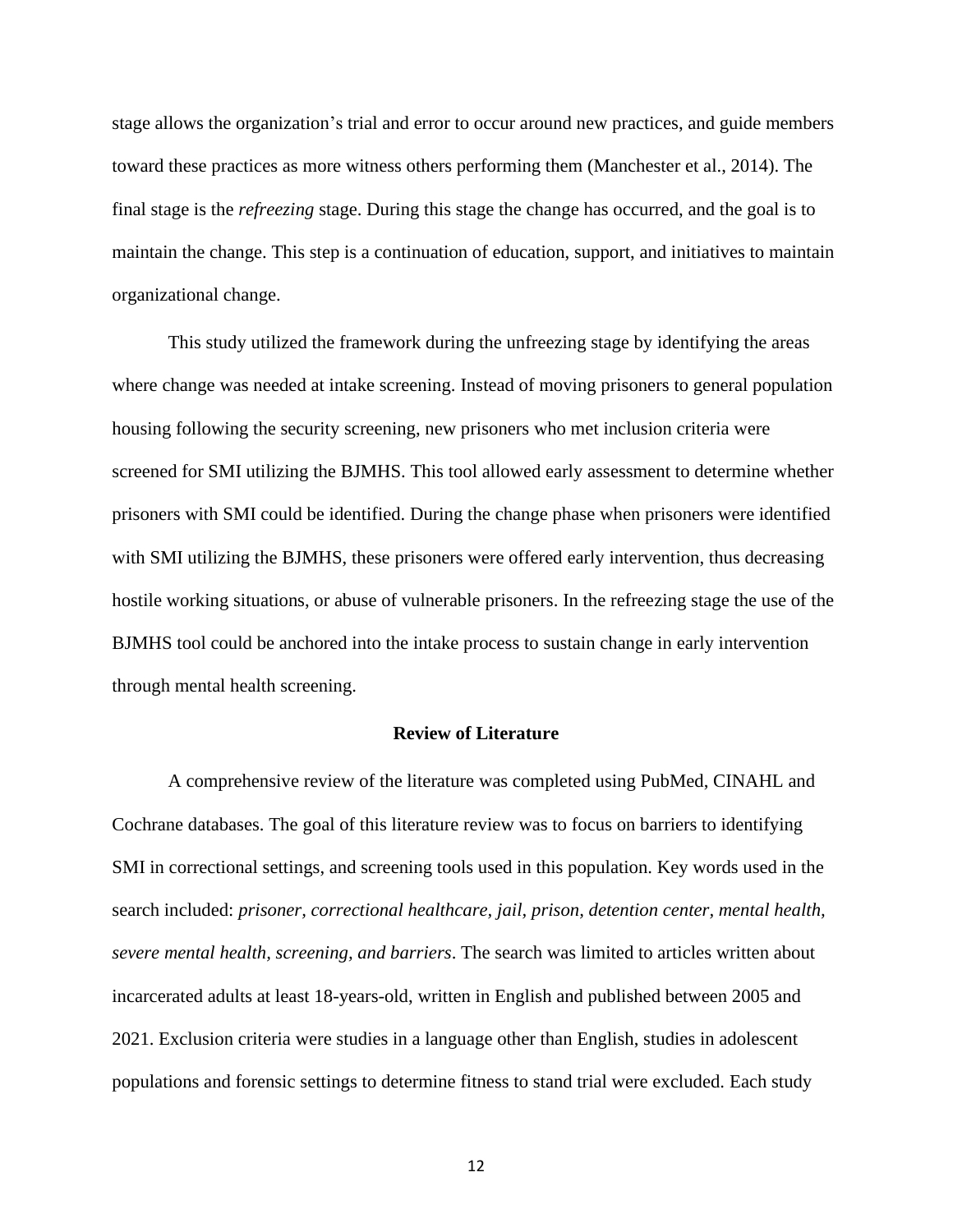stage allows the organization's trial and error to occur around new practices, and guide members toward these practices as more witness others performing them (Manchester et al., 2014). The final stage is the *refreezing* stage. During this stage the change has occurred, and the goal is to maintain the change. This step is a continuation of education, support, and initiatives to maintain organizational change.

This study utilized the framework during the unfreezing stage by identifying the areas where change was needed at intake screening. Instead of moving prisoners to general population housing following the security screening, new prisoners who met inclusion criteria were screened for SMI utilizing the BJMHS. This tool allowed early assessment to determine whether prisoners with SMI could be identified. During the change phase when prisoners were identified with SMI utilizing the BJMHS, these prisoners were offered early intervention, thus decreasing hostile working situations, or abuse of vulnerable prisoners. In the refreezing stage the use of the BJMHS tool could be anchored into the intake process to sustain change in early intervention through mental health screening.

## Review of Literature

A comprehensive review of the literature was completed using PubMed, CINAHL and Cochrane databases. The goal of this literature review was to focus on barriers to identifying SMI in correctional settings, and screening tools used in this population. Key words used in the search included: *prisoner, correctional healthcare, jail, prison, detention center, mental health, severe mental health, screening, and barriers*. The search was limited to articles written about incarcerated adults at least 18-years-old, written in English and published between 2005 and 2021. Exclusion criteria were studies in a language other than English, studies in adolescent populations and forensic settings to determine fitness to stand trial were excluded. Each study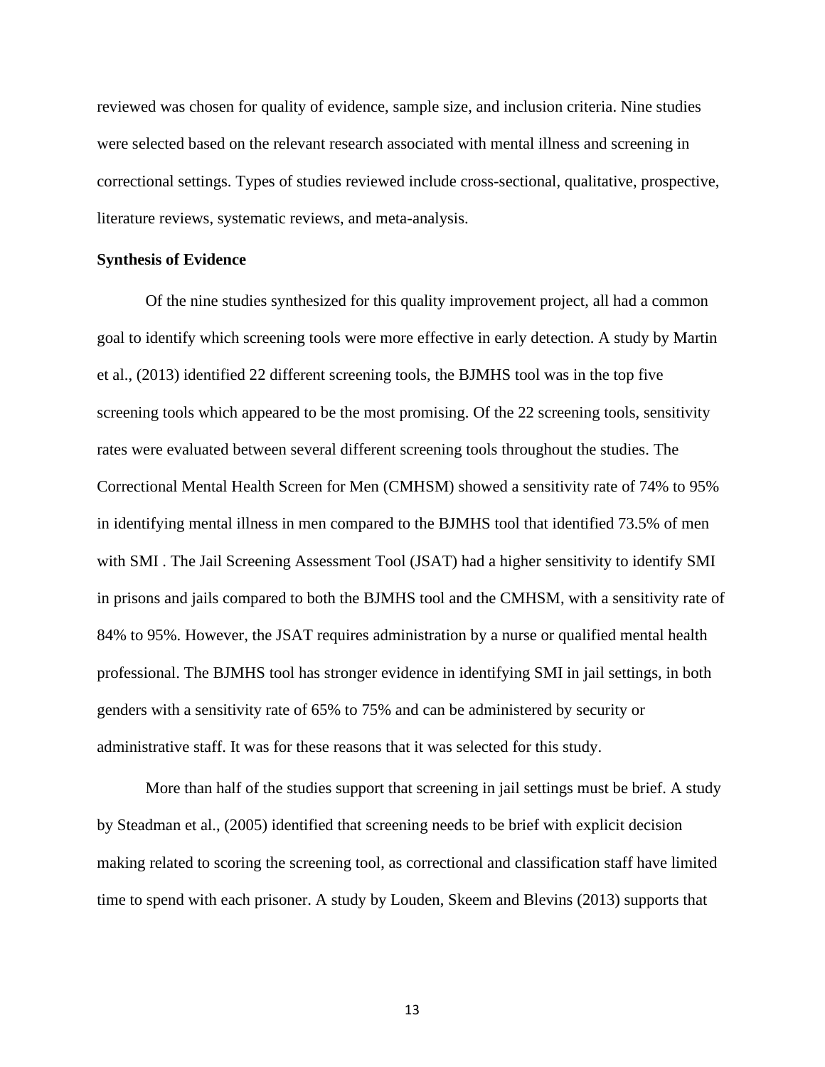reviewed was chosen for quality of evidence, sample size, and inclusion criteria. Nine studies were selected based on the relevant research associated with mental illness and screening in correctional settings. Types of studies reviewed include cross-sectional, qualitative, prospective, literature reviews, systematic reviews, and meta-analysis.

**Synthesis of Evidence**

Of the nine studies synthesized for this quality improvement project, all had a common goal to identify which screening tools were more effective in early detection. A study by Martin et al., (2013) identified 22 different screening tools, the BJMHS tool was in the top five screening tools which appeared to be the most promising. Of the 22 screening tools, sensitivity rates were evaluated between several different screening tools throughout the studies. The Correctional Mental Health Screen for Men (CMHSM) showed a sensitivity rate of 74% to 95% in identifying mental illness in men compared to the BJMHS tool that identified 73.5% of men with SMI . The Jail Screening Assessment Tool (JSAT) had a higher sensitivity to identify SMI in prisons and jails compared to both the BJMHS tool and the CMHSM, with a sensitivity rate of 84% to 95%. However, the JSAT requires administration by a nurse or qualified mental health professional. The BJMHS tool has stronger evidence in identifying SMI in jail settings, in both genders with a sensitivity rate of 65% to 75% and can be administered by security or administrative staff. It was for these reasons that it was selected for this study.

More than half of the studies support that screening in jail settings must be brief. A study by Steadman et al., (2005) identified that screening needs to be brief with explicit decision making related to scoring the screening tool, as correctional and classification staff have limited time to spend with each prisoner. A study by Louden, Skeem and Blevins (2013) supports that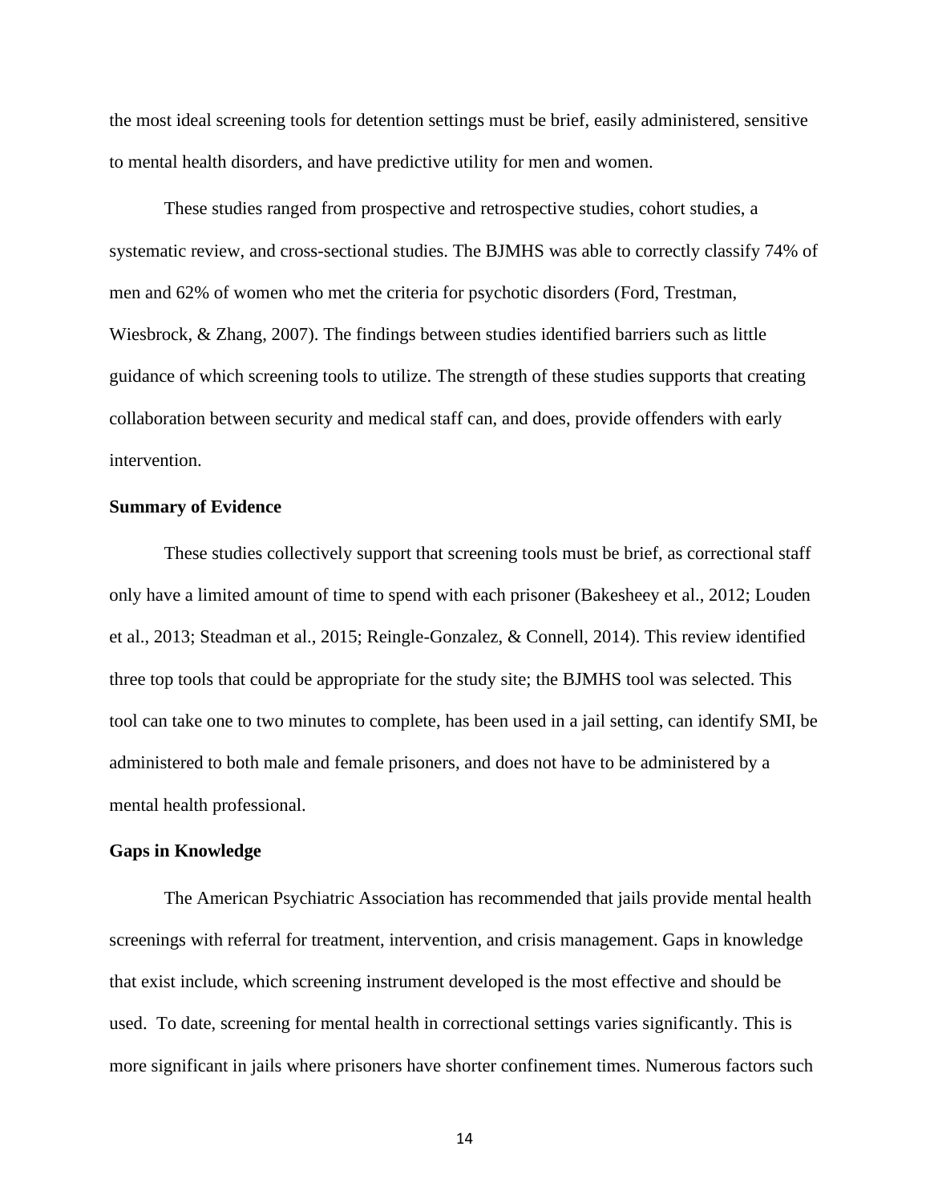the most ideal screening tools for detention settings must be brief, easily administered, sensitive to mental health disorders, and have predictive utility for men and women.

These studies ranged from prospective and retrospective studies, cohort studies, a systematic review, and cross-sectional studies. The BJMHS was able to correctly classify 74% of men and 62% of women who met the criteria for psychotic disorders (Ford, Trestman, Wiesbrock, & Zhang, 2007). The findings between studies identified barriers such as little guidance of which screening tools to utilize. The strength of these studies supports that creating collaboration between security and medical staff can, and does, provide offenders with early intervention.

**Summary of Evidence**

These studies collectively support that screening tools must be brief, as correctional staff only have a limited amount of time to spend with each prisoner (Bakesheey et al., 2012; Louden et al., 2013; Steadman et al., 2015; Reingle-Gonzalez, & Connell, 2014). This review identified three top tools that could be appropriate for the study site; the BJMHS tool was selected. This tool can take one to two minutes to complete, has been used in a jail setting, can identify SMI, be administered to both male and female prisoners, and does not have to be administered by a mental health professional.

**Gaps in Knowledge**

The American Psychiatric Association has recommended that jails provide mental health screenings with referral for treatment, intervention, and crisis management. Gaps in knowledge that exist include, which screening instrument developed is the most effective and should be used. To date, screening for mental health in correctional settings varies significantly. This is more significant in jails where prisoners have shorter confinement times. Numerous factors such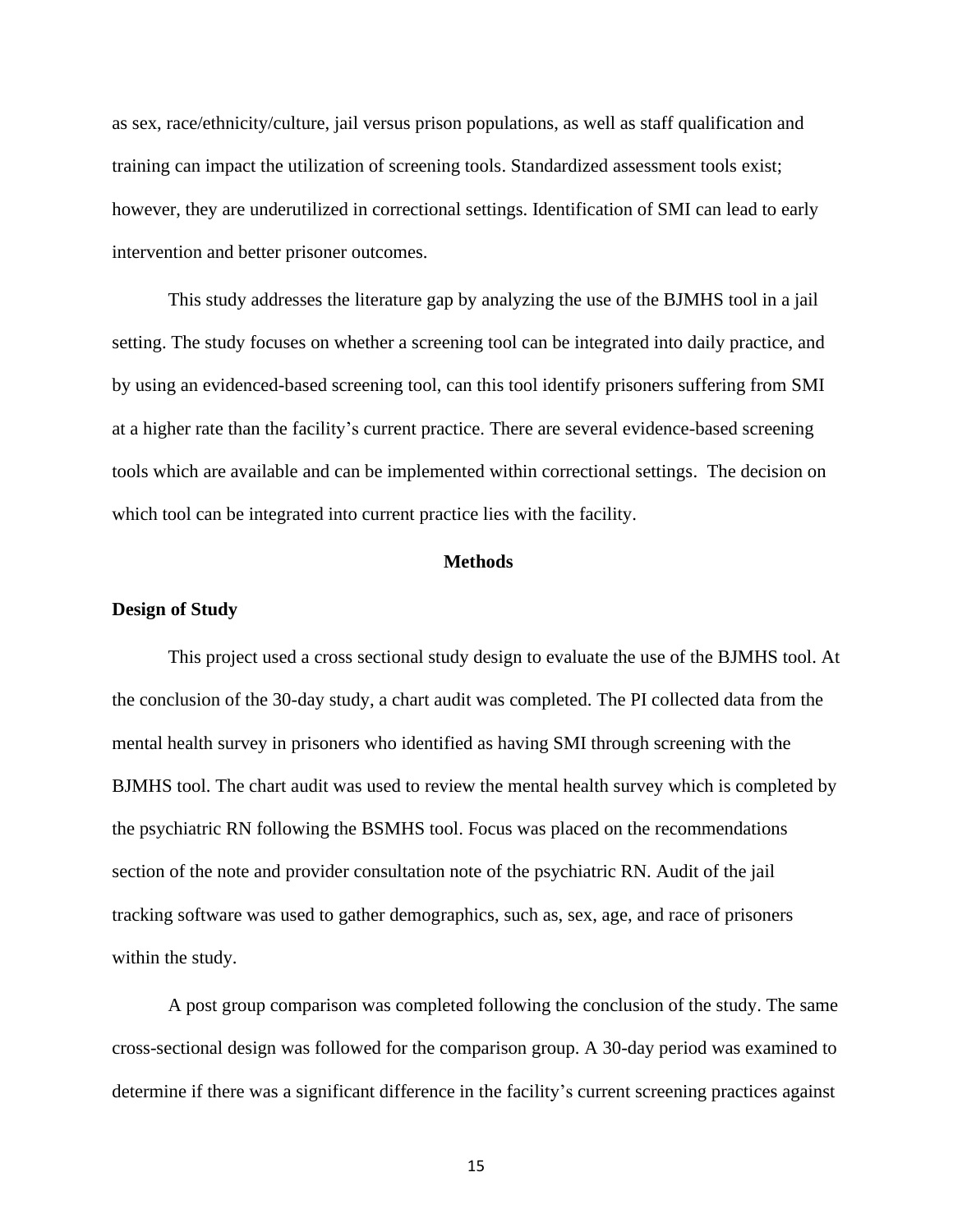as sex, race/ethnicity/culture, jail versus prison populations, as well as staff qualification and training can impact the utilization of screening tools. Standardized assessment tools exist; however, they are underutilized in correctional settings. Identification of SMI can lead to early intervention and better prisoner outcomes.

This study addresses the literature gap by analyzing the use of the BJMHS tool in a jail setting. The study focuses on whether a screening tool can be integrated into daily practice, and by using an evidenced-based screening tool, can this tool identify prisoners suffering from SMI at a higher rate than the facility's current practice. There are several evidence-based screening tools which are available and can be implemented within correctional settings. The decision on which tool can be integrated into current practice lies with the facility.

## Methods

### Design of Study

This project used a cross sectional study design to evaluate the use of the BJMHS tool. At the conclusion of the 30-day study, a chart audit was completed. The PI collected data from the mental health survey in prisoners who identified as having SMI through screening with the BJMHS tool. The chart audit was used to review the mental health survey which is completed by the psychiatric RN following the BSMHS tool. Focus was placed on the recommendations section of the note and provider consultation note of the psychiatric RN. Audit of the jail tracking software was used to gather demographics, such as, sex, age, and race of prisoners within the study.

A post group comparison was completed following the conclusion of the study. The same cross-sectional design was followed for the comparison group. A 30-day period was examined to determine if there was a significant difference in the facility's current screening practices against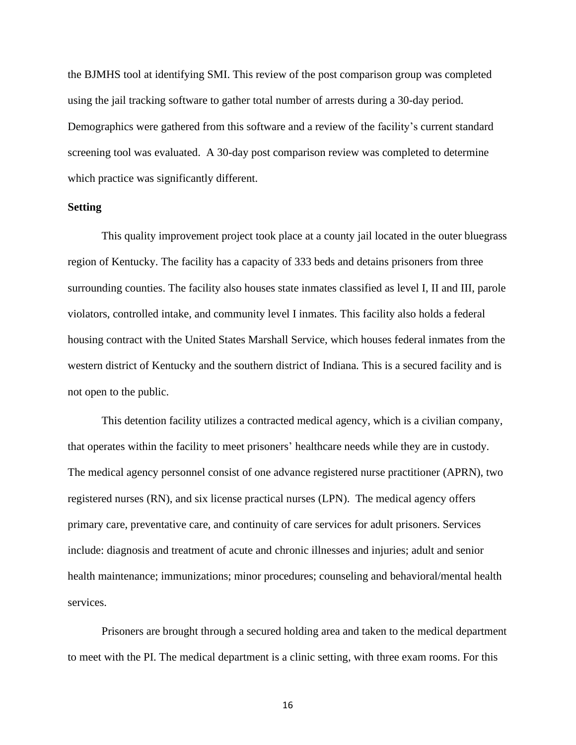the BJMHS tool at identifying SMI. This review of the post comparison group was completed using the jail tracking software to gather total number of arrests during a 30-day period. Demographics were gathered from this software and a review of the facility's current standard screening tool was evaluated. A 30-day post comparison review was completed to determine which practice was significantly different.

**Setting**

This quality improvement project took place at a county jail located in the outer bluegrass region of Kentucky. The facility has a capacity of 333 beds and detains prisoners from three surrounding counties. The facility also houses state inmates classified as level I, II and III, parole violators, controlled intake, and community level I inmates. This facility also holds a federal housing contract with the United States Marshall Service, which houses federal inmates from the western district of Kentucky and the southern district of Indiana. This is a secured facility and is not open to the public.

This detention facility utilizes a contracted medical agency, which is a civilian company, that operates within the facility to meet prisoners' healthcare needs while they are in custody. The medical agency personnel consist of one advance registered nurse practitioner (APRN), two registered nurses (RN), and six license practical nurses (LPN). The medical agency offers primary care, preventative care, and continuity of care services for adult prisoners. Services include: diagnosis and treatment of acute and chronic illnesses and injuries; adult and senior health maintenance; immunizations; minor procedures; counseling and behavioral/mental health services.

Prisoners are brought through a secured holding area and taken to the medical department to meet with the PI. The medical department is a clinic setting, with three exam rooms. For this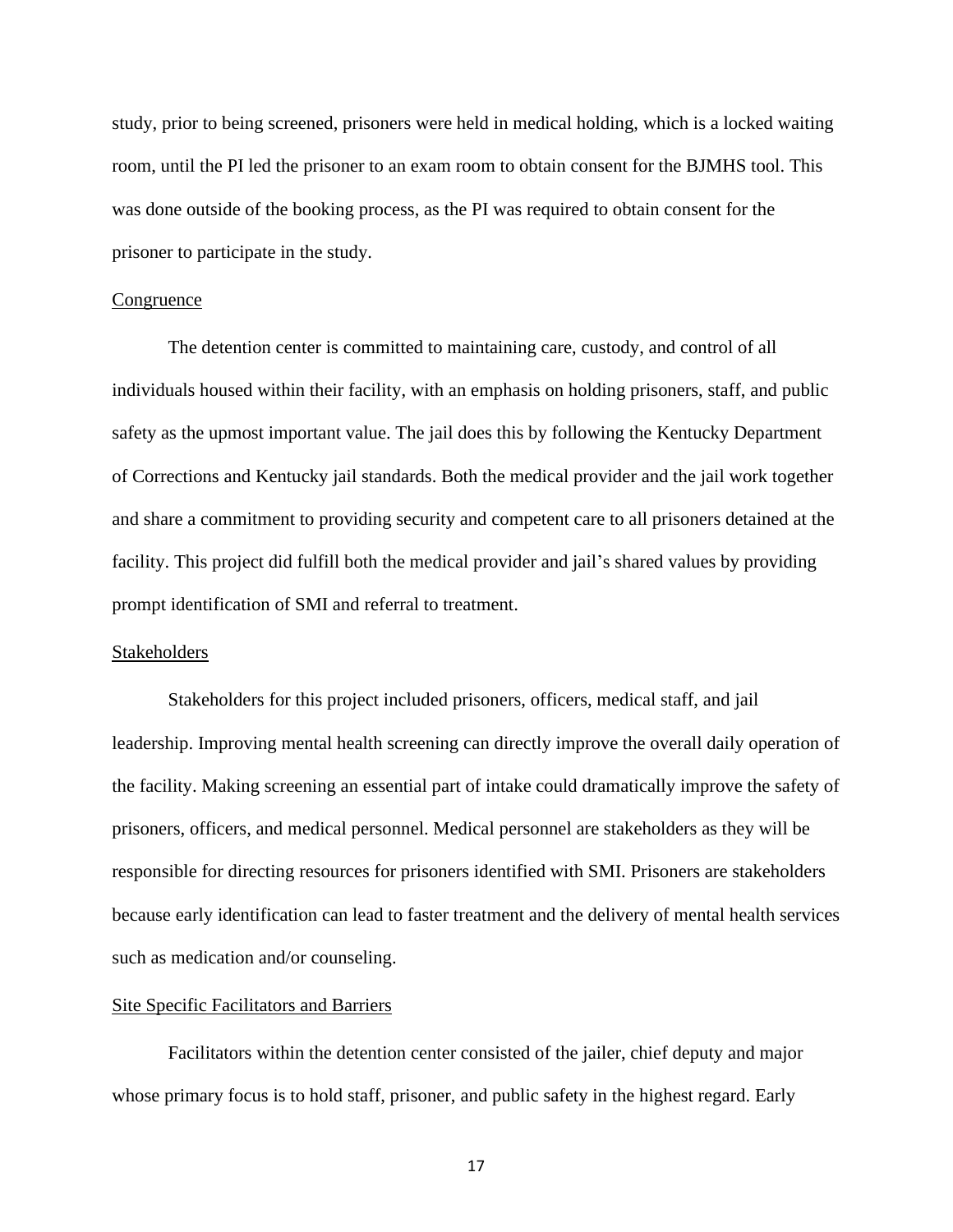study, prior to being screened, prisoners were held in medical holding, which is a locked waiting room, until the PI led the prisoner to an exam room to obtain consent for the BJMHS tool. This was done outside of the booking process, as the PI was required to obtain consent for the prisoner to participate in the study.

### Congruence

The detention center is committed to maintaining care, custody, and control of all individuals housed within their facility, with an emphasis on holding prisoners, staff, and public safety as the upmost important value. The jail does this by following the Kentucky Department of Corrections and Kentucky jail standards. Both the medical provider and the jail work together and share a commitment to providing security and competent care to all prisoners detained at the facility. This project did fulfill both the medical provider and jail's shared values by providing prompt identification of SMI and referral to treatment.

### Stakeholders

Stakeholders for this project included prisoners, officers, medical staff, and jail leadership. Improving mental health screening can directly improve the overall daily operation of the facility. Making screening an essential part of intake could dramatically improve the safety of prisoners, officers, and medical personnel. Medical personnel are stakeholders as they will be responsible for directing resources for prisoners identified with SMI. Prisoners are stakeholders because early identification can lead to faster treatment and the delivery of mental health services such as medication and/or counseling.

### Site Specific Facilitators and Barriers

Facilitators within the detention center consisted of the jailer, chief deputy and major whose primary focus is to hold staff, prisoner, and public safety in the highest regard. Early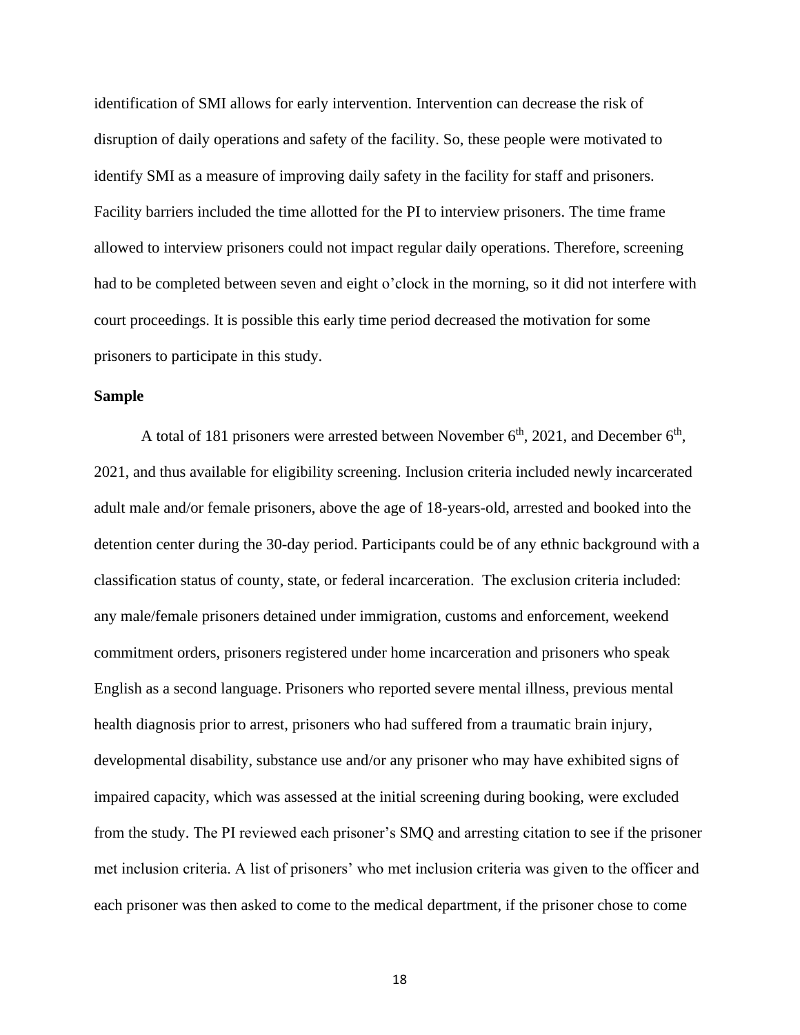identification of SMI allows for early intervention. Intervention can decrease the risk of disruption of daily operations and safety of the facility. So, these people were motivated to identify SMI as a measure of improving daily safety in the facility for staff and prisoners. Facility barriers included the time allotted for the PI to interview prisoners. The time frame allowed to interview prisoners could not impact regular daily operations. Therefore, screening had to be completed between seven and eight o'clock in the morning, so it did not interfere with court proceedings. It is possible this early time period decreased the motivation for some prisoners to participate in this study.

**Sample**

A total of 181 prisoners were arrested between November 6th, 2021, and December 6th, 2021, and thus available for eligibility screening. Inclusion criteria included newly incarcerated adult male and/or female prisoners, above the age of 18-years-old, arrested and booked into the detention center during the 30-day period. Participants could be of any ethnic background with a classification status of county, state, or federal incarceration. The exclusion criteria included: any male/female prisoners detained under immigration, customs and enforcement, weekend commitment orders, prisoners registered under home incarceration and prisoners who speak English as a second language. Prisoners who reported severe mental illness, previous mental health diagnosis prior to arrest, prisoners who had suffered from a traumatic brain injury, developmental disability, substance use and/or any prisoner who may have exhibited signs of impaired capacity, which was assessed at the initial screening during booking, were excluded from the study. The PI reviewed each prisoner's SMQ and arresting citation to see if the prisoner met inclusion criteria. A list of prisoners' who met inclusion criteria was given to the officer and each prisoner was then asked to come to the medical department, if the prisoner chose to come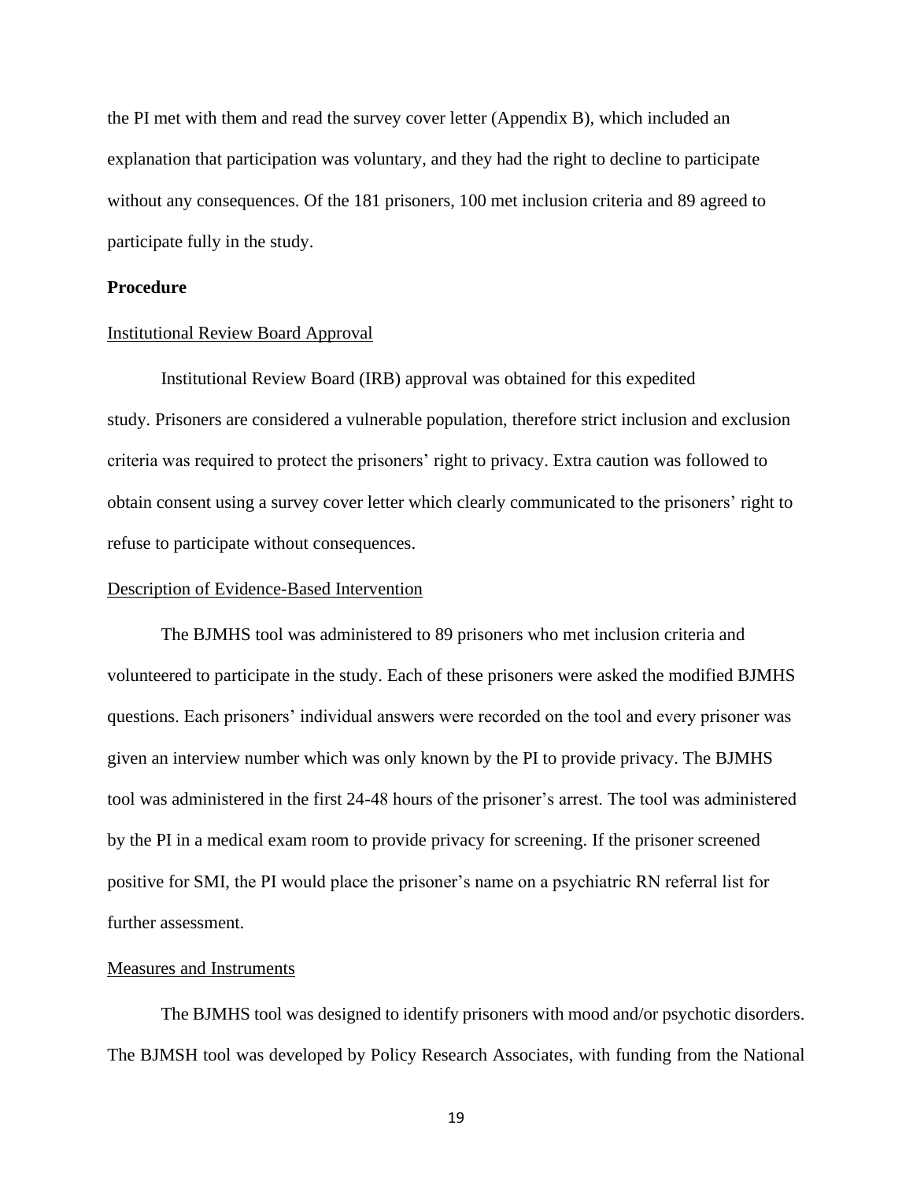the PI met with them and read the survey cover letter (Appendix B), which included an explanation that participation was voluntary, and they had the right to decline to participate without any consequences. Of the 181 prisoners, 100 met inclusion criteria and 89 agreed to participate fully in the study.

## Procedure

### Institutional Review Board Approval

Institutional Review Board (IRB) approval was obtained for this expedited study. Prisoners are considered a vulnerable population, therefore strict inclusion and exclusion criteria was required to protect the prisoners' right to privacy. Extra caution was followed to obtain consent using a survey cover letter which clearly communicated to the prisoners' right to refuse to participate without consequences.

### Description of Evidence-Based Intervention

The BJMHS tool was administered to 89 prisoners who met inclusion criteria and volunteered to participate in the study. Each of these prisoners were asked the modified BJMHS questions. Each prisoners' individual answers were recorded on the tool and every prisoner was given an interview number which was only known by the PI to provide privacy. The BJMHS tool was administered in the first 24-48 hours of the prisoner's arrest. The tool was administered by the PI in a medical exam room to provide privacy for screening. If the prisoner screened positive for SMI, the PI would place the prisoner's name on a psychiatric RN referral list for further assessment.

### Measures and Instruments

The BJMHS tool was designed to identify prisoners with mood and/or psychotic disorders. The BJMSH tool was developed by Policy Research Associates, with funding from the National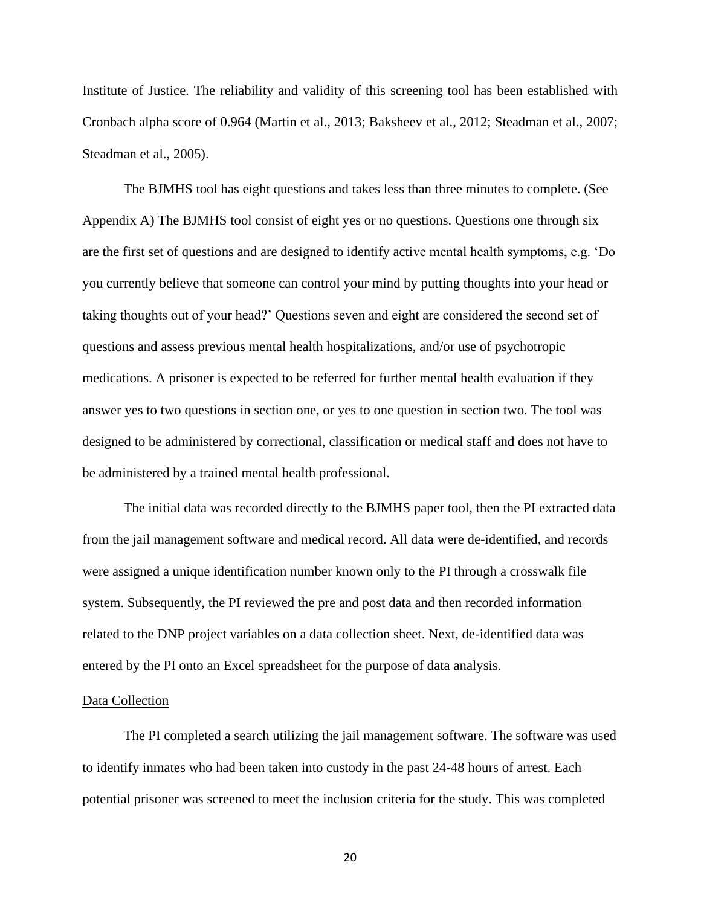Institute of Justice. The reliability and validity of this screening tool has been established with Cronbach alpha score of 0.964 (Martin et al., 2013; Baksheev et al., 2012; Steadman et al., 2007; Steadman et al., 2005).

The BJMHS tool has eight questions and takes less than three minutes to complete. (See Appendix A) The BJMHS tool consist of eight yes or no questions. Questions one through six are the first set of questions and are designed to identify active mental health symptoms, e.g. 'Do you currently believe that someone can control your mind by putting thoughts into your head or taking thoughts out of your head?' Questions seven and eight are considered the second set of questions and assess previous mental health hospitalizations, and/or use of psychotropic medications. A prisoner is expected to be referred for further mental health evaluation if they answer yes to two questions in section one, or yes to one question in section two. The tool was designed to be administered by correctional, classification or medical staff and does not have to be administered by a trained mental health professional.

The initial data was recorded directly to the BJMHS paper tool, then the PI extracted data from the jail management software and medical record. All data were de-identified, and records were assigned a unique identification number known only to the PI through a crosswalk file system. Subsequently, the PI reviewed the pre and post data and then recorded information related to the DNP project variables on a data collection sheet. Next, de-identified data was entered by the PI onto an Excel spreadsheet for the purpose of data analysis.

## Data Collection

The PI completed a search utilizing the jail management software. The software was used to identify inmates who had been taken into custody in the past 24-48 hours of arrest. Each potential prisoner was screened to meet the inclusion criteria for the study. This was completed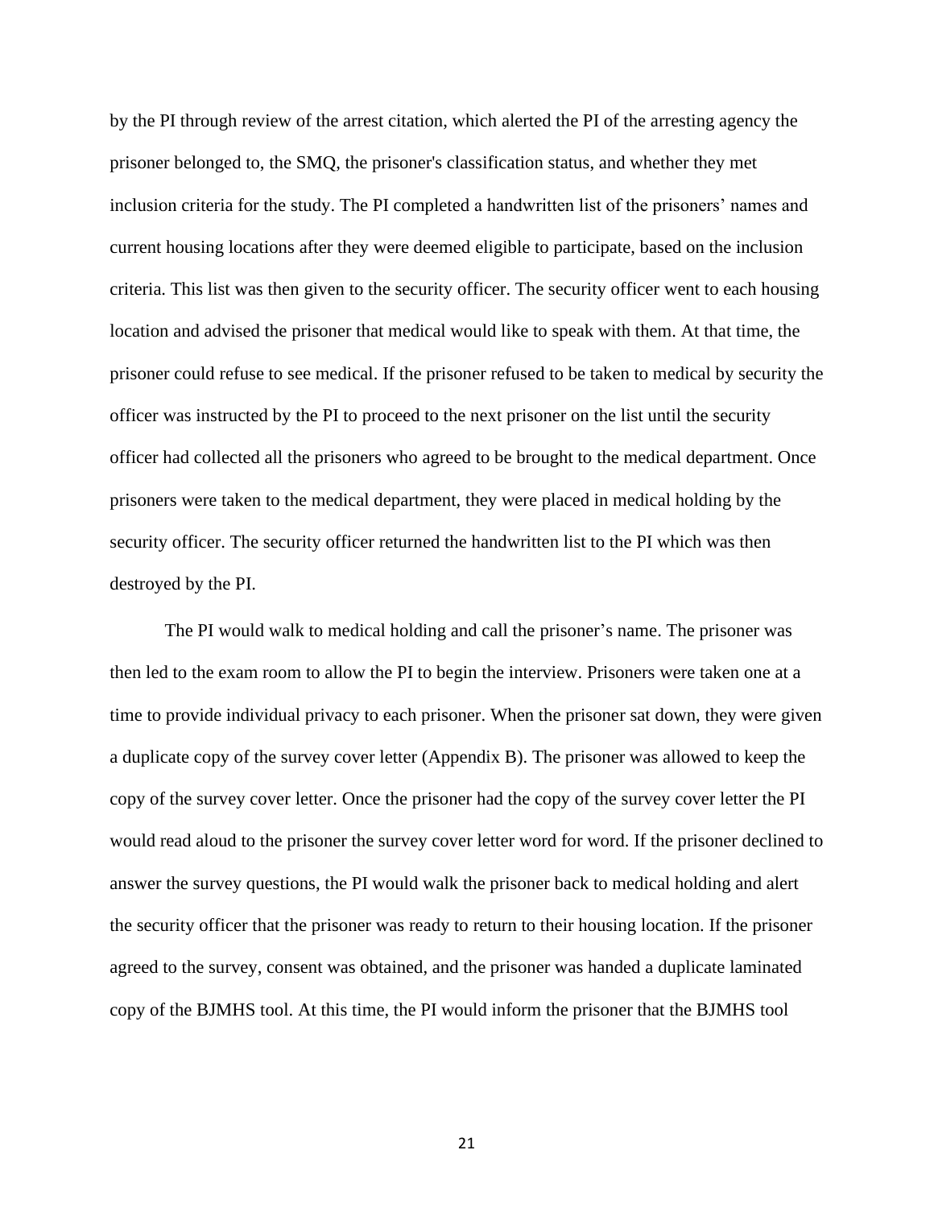by the PI through review of the arrest citation, which alerted the PI of the arresting agency the prisoner belonged to, the SMQ, the prisoner's classification status, and whether they met inclusion criteria for the study. The PI completed a handwritten list of the prisoners' names and current housing locations after they were deemed eligible to participate, based on the inclusion criteria. This list was then given to the security officer. The security officer went to each housing location and advised the prisoner that medical would like to speak with them. At that time, the prisoner could refuse to see medical. If the prisoner refused to be taken to medical by security the officer was instructed by the PI to proceed to the next prisoner on the list until the security officer had collected all the prisoners who agreed to be brought to the medical department. Once prisoners were taken to the medical department, they were placed in medical holding by the security officer. The security officer returned the handwritten list to the PI which was then destroyed by the PI.

The PI would walk to medical holding and call the prisoner's name. The prisoner was then led to the exam room to allow the PI to begin the interview. Prisoners were taken one at a time to provide individual privacy to each prisoner. When the prisoner sat down, they were given a duplicate copy of the survey cover letter (Appendix B). The prisoner was allowed to keep the copy of the survey cover letter. Once the prisoner had the copy of the survey cover letter the PI would read aloud to the prisoner the survey cover letter word for word. If the prisoner declined to answer the survey questions, the PI would walk the prisoner back to medical holding and alert the security officer that the prisoner was ready to return to their housing location. If the prisoner agreed to the survey, consent was obtained, and the prisoner was handed a duplicate laminated copy of the BJMHS tool. At this time, the PI would inform the prisoner that the BJMHS tool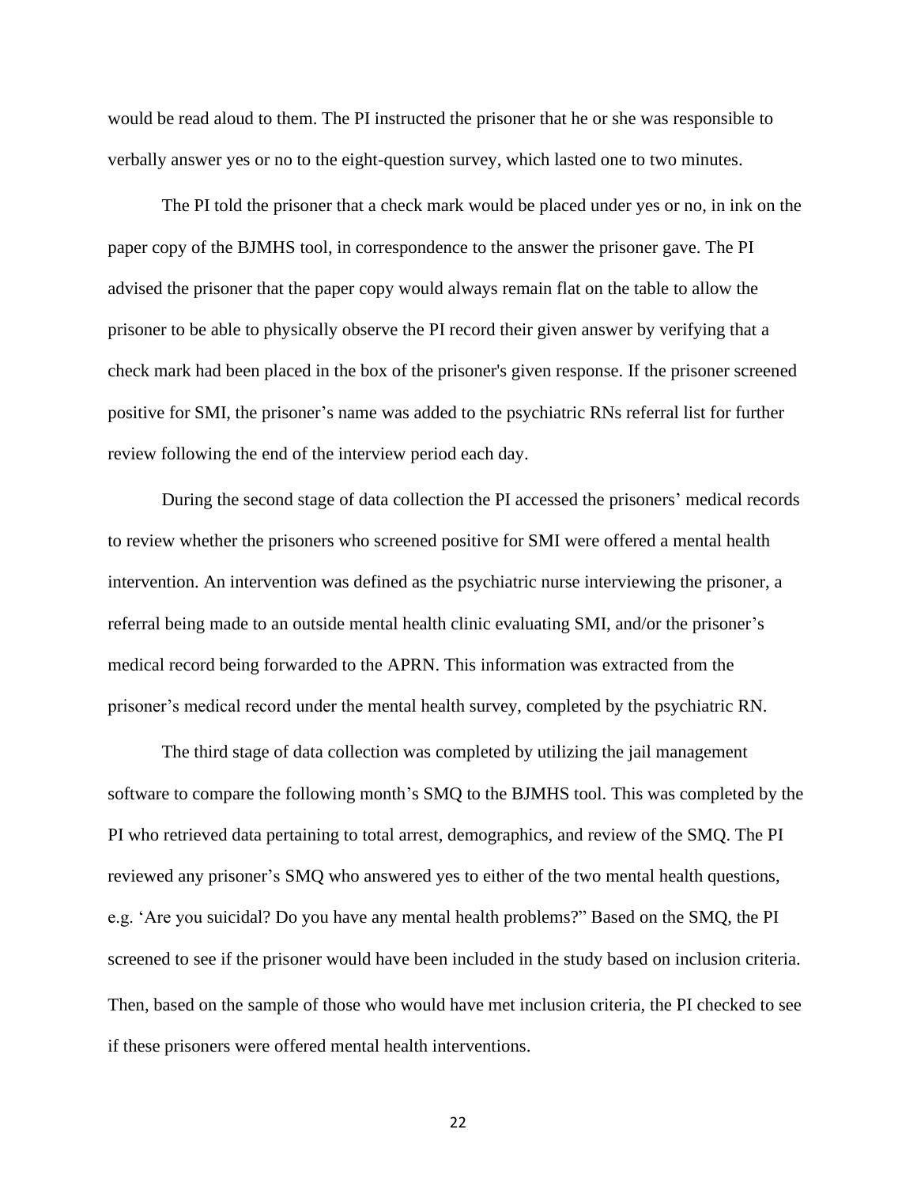would be read aloud to them. The PI instructed the prisoner that he or she was responsible to verbally answer yes or no to the eight-question survey, which lasted one to two minutes.

The PI told the prisoner that a check mark would be placed under yes or no, in ink on the paper copy of the BJMHS tool, in correspondence to the answer the prisoner gave. The PI advised the prisoner that the paper copy would always remain flat on the table to allow the prisoner to be able to physically observe the PI record their given answer by verifying that a check mark had been placed in the box of the prisoner's given response. If the prisoner screened positive for SMI, the prisoner's name was added to the psychiatric RNs referral list for further review following the end of the interview period each day.

During the second stage of data collection the PI accessed the prisoners' medical records to review whether the prisoners who screened positive for SMI were offered a mental health intervention. An intervention was defined as the psychiatric nurse interviewing the prisoner, a referral being made to an outside mental health clinic evaluating SMI, and/or the prisoner's medical record being forwarded to the APRN. This information was extracted from the prisoner's medical record under the mental health survey, completed by the psychiatric RN.

The third stage of data collection was completed by utilizing the jail management software to compare the following month's SMQ to the BJMHS tool. This was completed by the PI who retrieved data pertaining to total arrest, demographics, and review of the SMQ. The PI reviewed any prisoner's SMQ who answered yes to either of the two mental health questions, e.g. 'Are you suicidal? Do you have any mental health problems?" Based on the SMQ, the PI screened to see if the prisoner would have been included in the study based on inclusion criteria. Then, based on the sample of those who would have met inclusion criteria, the PI checked to see if these prisoners were offered mental health interventions.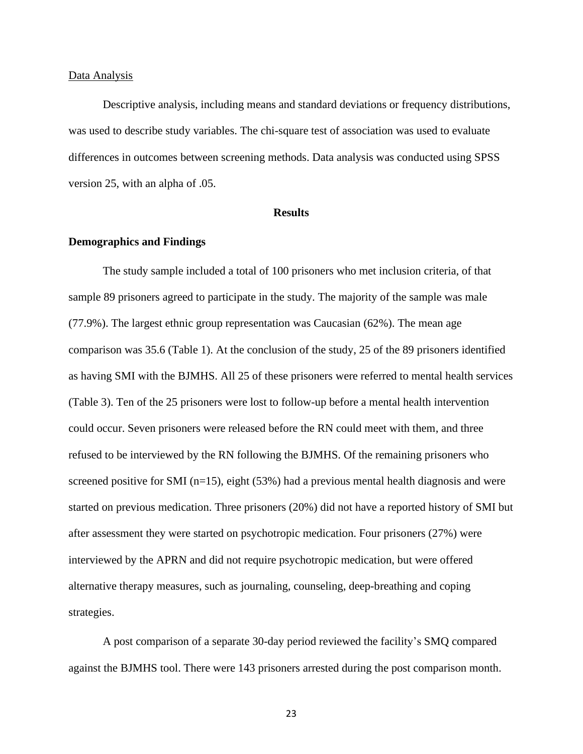Data Analysis

Descriptive analysis, including means and standard deviations or frequency distributions, was used to describe study variables. The chi-square test of association was used to evaluate differences in outcomes between screening methods. Data analysis was conducted using SPSS version 25, with an alpha of .05.

## Results

### Demographics and Findings

The study sample included a total of 100 prisoners who met inclusion criteria, of that sample 89 prisoners agreed to participate in the study. The majority of the sample was male (77.9%). The largest ethnic group representation was Caucasian (62%). The mean age comparison was 35.6 (Table 1). At the conclusion of the study, 25 of the 89 prisoners identified as having SMI with the BJMHS. All 25 of these prisoners were referred to mental health services (Table 3). Ten of the 25 prisoners were lost to follow-up before a mental health intervention could occur. Seven prisoners were released before the RN could meet with them, and three refused to be interviewed by the RN following the BJMHS. Of the remaining prisoners who screened positive for SMI (n=15), eight (53%) had a previous mental health diagnosis and were started on previous medication. Three prisoners (20%) did not have a reported history of SMI but after assessment they were started on psychotropic medication. Four prisoners (27%) were interviewed by the APRN and did not require psychotropic medication, but were offered alternative therapy measures, such as journaling, counseling, deep-breathing and coping strategies.

A post comparison of a separate 30-day period reviewed the facility's SMQ compared against the BJMHS tool. There were 143 prisoners arrested during the post comparison month.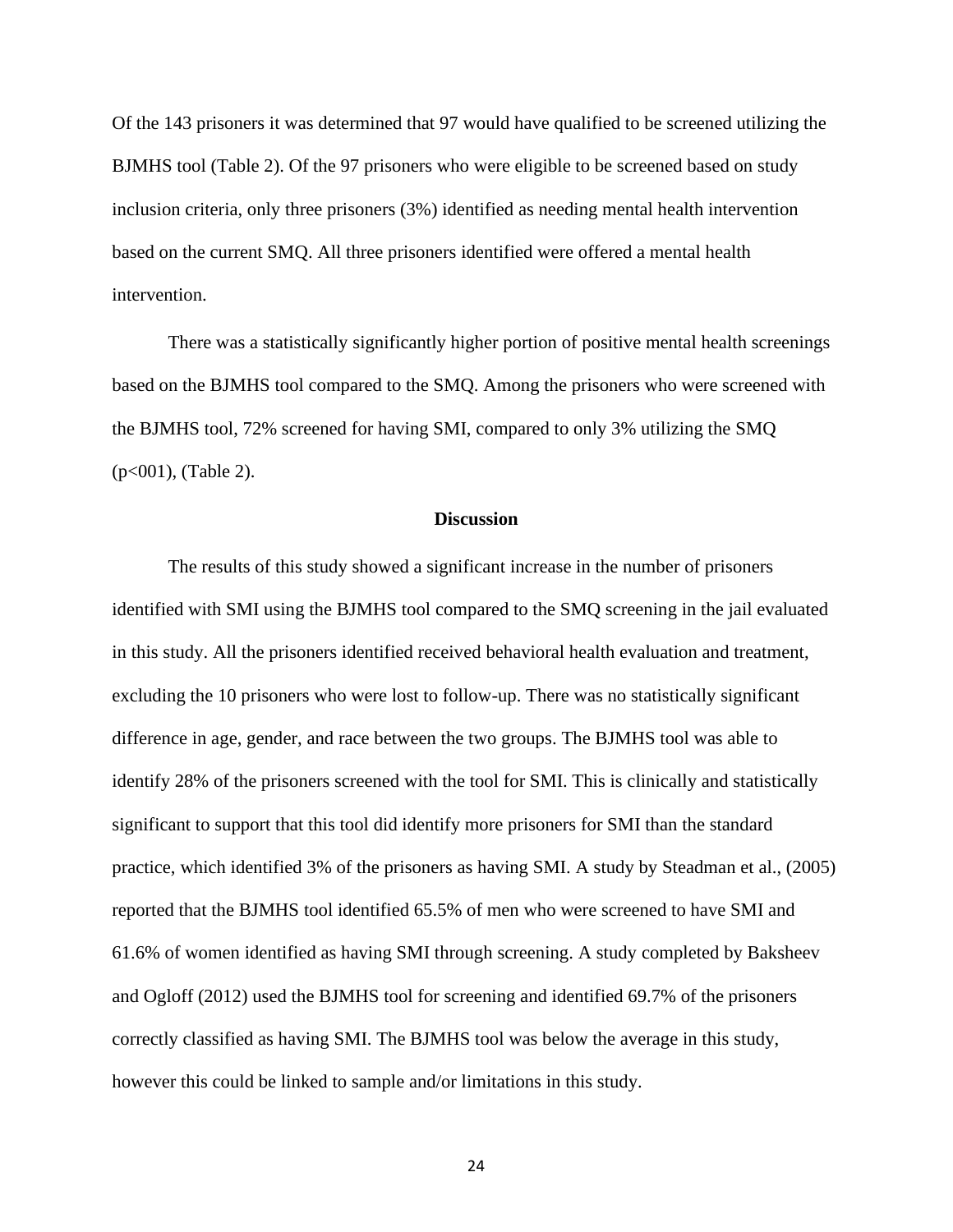Of the 143 prisoners it was determined that 97 would have qualified to be screened utilizing the BJMHS tool (Table 2). Of the 97 prisoners who were eligible to be screened based on study inclusion criteria, only three prisoners (3%) identified as needing mental health intervention based on the current SMQ. All three prisoners identified were offered a mental health intervention.

There was a statistically significantly higher portion of positive mental health screenings based on the BJMHS tool compared to the SMQ. Among the prisoners who were screened with the BJMHS tool, 72% screened for having SMI, compared to only 3% utilizing the SMQ (p<001), (Table 2).

## Discussion

The results of this study showed a significant increase in the number of prisoners identified with SMI using the BJMHS tool compared to the SMQ screening in the jail evaluated in this study. All the prisoners identified received behavioral health evaluation and treatment, excluding the 10 prisoners who were lost to follow-up. There was no statistically significant difference in age, gender, and race between the two groups. The BJMHS tool was able to identify 28% of the prisoners screened with the tool for SMI. This is clinically and statistically significant to support that this tool did identify more prisoners for SMI than the standard practice, which identified 3% of the prisoners as having SMI. A study by Steadman et al., (2005) reported that the BJMHS tool identified 65.5% of men who were screened to have SMI and 61.6% of women identified as having SMI through screening. A study completed by Baksheev and Ogloff (2012) used the BJMHS tool for screening and identified 69.7% of the prisoners correctly classified as having SMI. The BJMHS tool was below the average in this study, however this could be linked to sample and/or limitations in this study.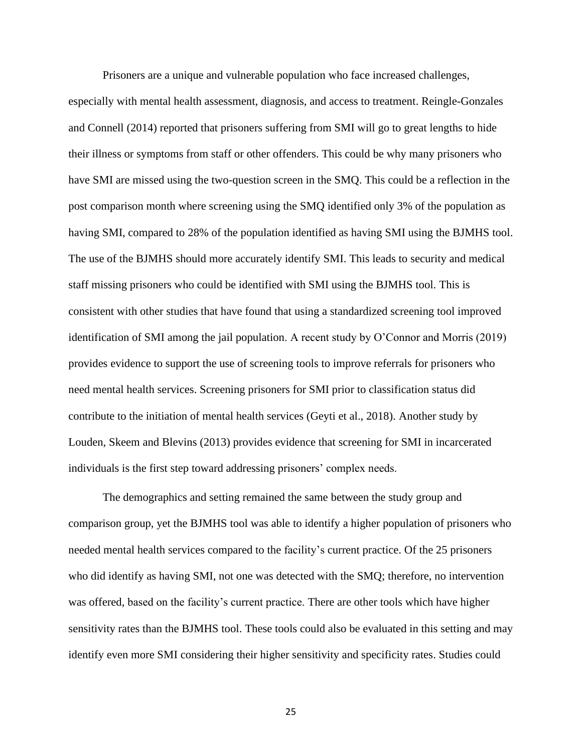Prisoners are a unique and vulnerable population who face increased challenges, especially with mental health assessment, diagnosis, and access to treatment. Reingle-Gonzales and Connell (2014) reported that prisoners suffering from SMI will go to great lengths to hide their illness or symptoms from staff or other offenders. This could be why many prisoners who have SMI are missed using the two-question screen in the SMQ. This could be a reflection in the post comparison month where screening using the SMQ identified only 3% of the population as having SMI, compared to 28% of the population identified as having SMI using the BJMHS tool. The use of the BJMHS should more accurately identify SMI. This leads to security and medical staff missing prisoners who could be identified with SMI using the BJMHS tool. This is consistent with other studies that have found that using a standardized screening tool improved identification of SMI among the jail population. A recent study by O'Connor and Morris (2019) provides evidence to support the use of screening tools to improve referrals for prisoners who need mental health services. Screening prisoners for SMI prior to classification status did contribute to the initiation of mental health services (Geyti et al., 2018). Another study by Louden, Skeem and Blevins (2013) provides evidence that screening for SMI in incarcerated individuals is the first step toward addressing prisoners' complex needs.

The demographics and setting remained the same between the study group and comparison group, yet the BJMHS tool was able to identify a higher population of prisoners who needed mental health services compared to the facility's current practice. Of the 25 prisoners who did identify as having SMI, not one was detected with the SMQ; therefore, no intervention was offered, based on the facility's current practice. There are other tools which have higher sensitivity rates than the BJMHS tool. These tools could also be evaluated in this setting and may identify even more SMI considering their higher sensitivity and specificity rates. Studies could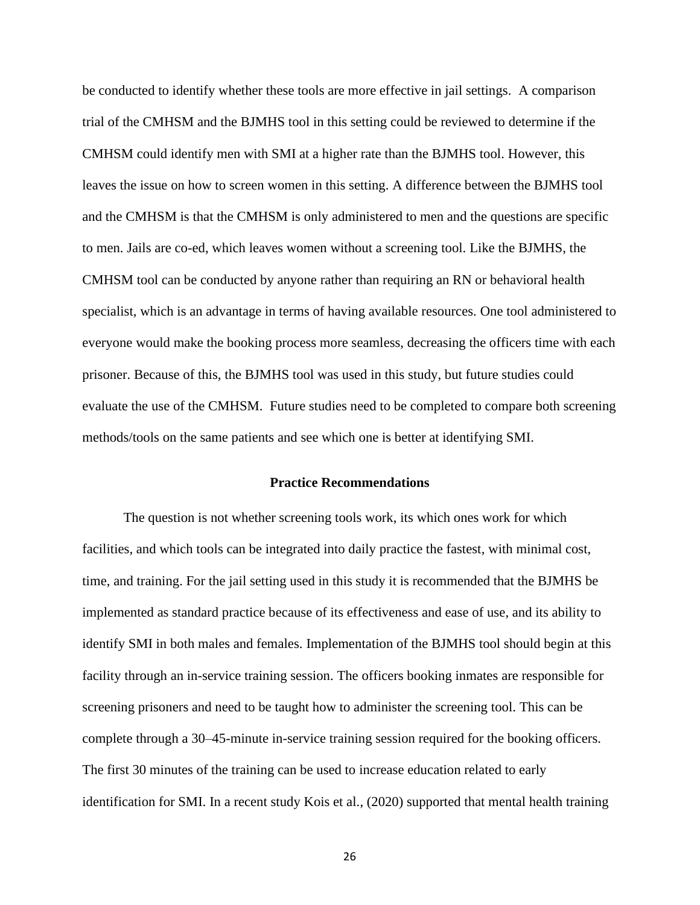be conducted to identify whether these tools are more effective in jail settings. A comparison trial of the CMHSM and the BJMHS tool in this setting could be reviewed to determine if the CMHSM could identify men with SMI at a higher rate than the BJMHS tool. However, this leaves the issue on how to screen women in this setting. A difference between the BJMHS tool and the CMHSM is that the CMHSM is only administered to men and the questions are specific to men. Jails are co-ed, which leaves women without a screening tool. Like the BJMHS, the CMHSM tool can be conducted by anyone rather than requiring an RN or behavioral health specialist, which is an advantage in terms of having available resources. One tool administered to everyone would make the booking process more seamless, decreasing the officers time with each prisoner. Because of this, the BJMHS tool was used in this study, but future studies could evaluate the use of the CMHSM. Future studies need to be completed to compare both screening methods/tools on the same patients and see which one is better at identifying SMI.

## Practice Recommendations

The question is not whether screening tools work, its which ones work for which facilities, and which tools can be integrated into daily practice the fastest, with minimal cost, time, and training. For the jail setting used in this study it is recommended that the BJMHS be implemented as standard practice because of its effectiveness and ease of use, and its ability to identify SMI in both males and females. Implementation of the BJMHS tool should begin at this facility through an in-service training session. The officers booking inmates are responsible for screening prisoners and need to be taught how to administer the screening tool. This can be complete through a 30–45-minute in-service training session required for the booking officers. The first 30 minutes of the training can be used to increase education related to early identification for SMI. In a recent study Kois et al., (2020) supported that mental health training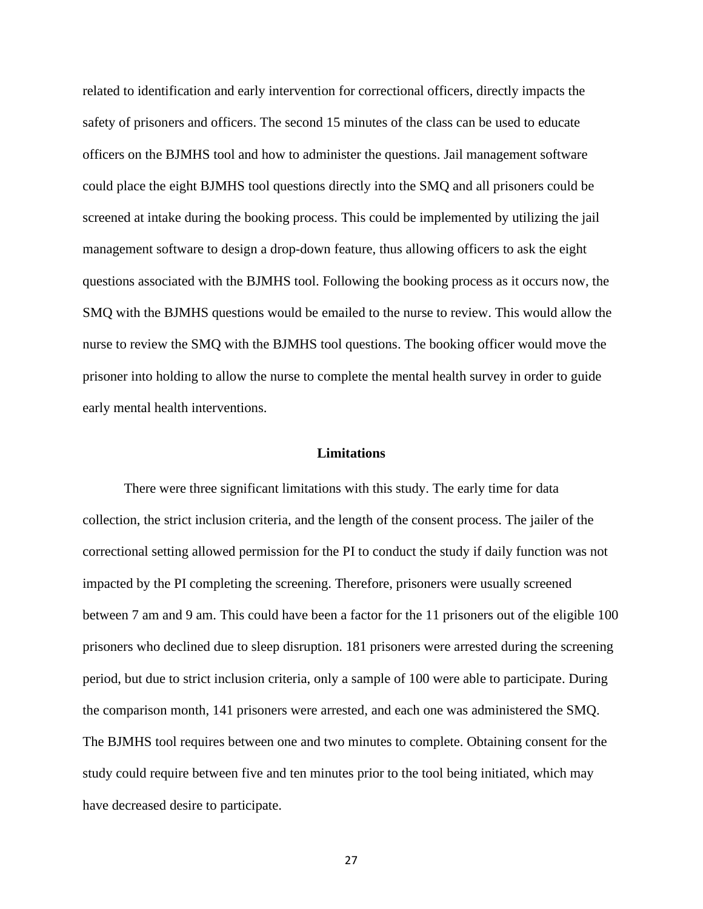related to identification and early intervention for correctional officers, directly impacts the safety of prisoners and officers. The second 15 minutes of the class can be used to educate officers on the BJMHS tool and how to administer the questions. Jail management software could place the eight BJMHS tool questions directly into the SMQ and all prisoners could be screened at intake during the booking process. This could be implemented by utilizing the jail management software to design a drop-down feature, thus allowing officers to ask the eight questions associated with the BJMHS tool. Following the booking process as it occurs now, the SMQ with the BJMHS questions would be emailed to the nurse to review. This would allow the nurse to review the SMQ with the BJMHS tool questions. The booking officer would move the prisoner into holding to allow the nurse to complete the mental health survey in order to guide early mental health interventions.

## Limitations

There were three significant limitations with this study. The early time for data collection, the strict inclusion criteria, and the length of the consent process. The jailer of the correctional setting allowed permission for the PI to conduct the study if daily function was not impacted by the PI completing the screening. Therefore, prisoners were usually screened between 7 am and 9 am. This could have been a factor for the 11 prisoners out of the eligible 100 prisoners who declined due to sleep disruption. 181 prisoners were arrested during the screening period, but due to strict inclusion criteria, only a sample of 100 were able to participate. During the comparison month, 141 prisoners were arrested, and each one was administered the SMQ. The BJMHS tool requires between one and two minutes to complete. Obtaining consent for the study could require between five and ten minutes prior to the tool being initiated, which may have decreased desire to participate.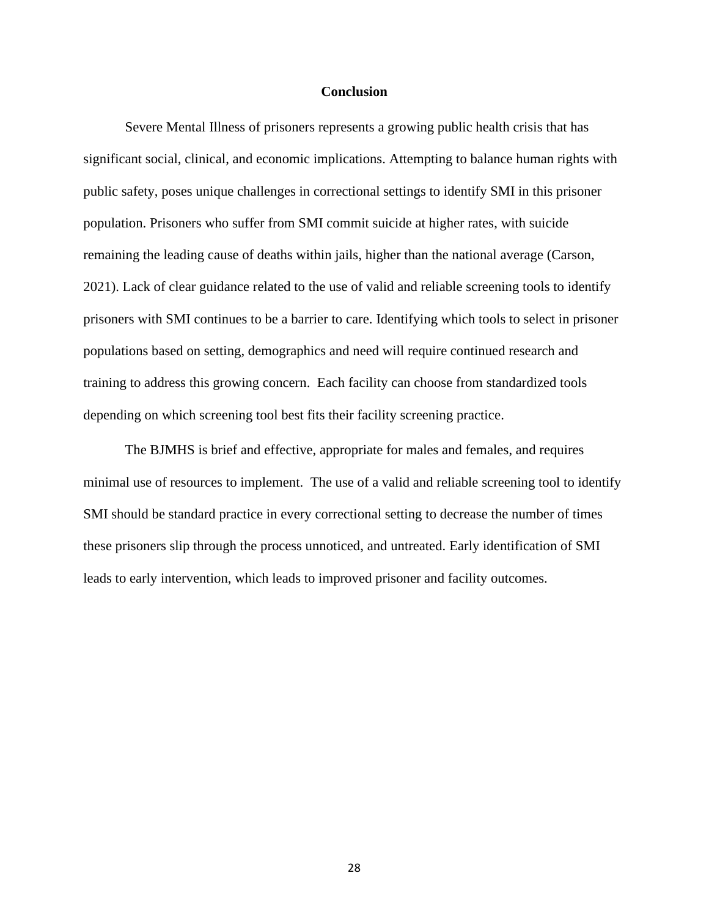## Conclusion

Severe Mental Illness of prisoners represents a growing public health crisis that has significant social, clinical, and economic implications. Attempting to balance human rights with public safety, poses unique challenges in correctional settings to identify SMI in this prisoner population. Prisoners who suffer from SMI commit suicide at higher rates, with suicide remaining the leading cause of deaths within jails, higher than the national average (Carson, 2021). Lack of clear guidance related to the use of valid and reliable screening tools to identify prisoners with SMI continues to be a barrier to care. Identifying which tools to select in prisoner populations based on setting, demographics and need will require continued research and training to address this growing concern. Each facility can choose from standardized tools depending on which screening tool best fits their facility screening practice.

The BJMHS is brief and effective, appropriate for males and females, and requires minimal use of resources to implement. The use of a valid and reliable screening tool to identify SMI should be standard practice in every correctional setting to decrease the number of times these prisoners slip through the process unnoticed, and untreated. Early identification of SMI leads to early intervention, which leads to improved prisoner and facility outcomes.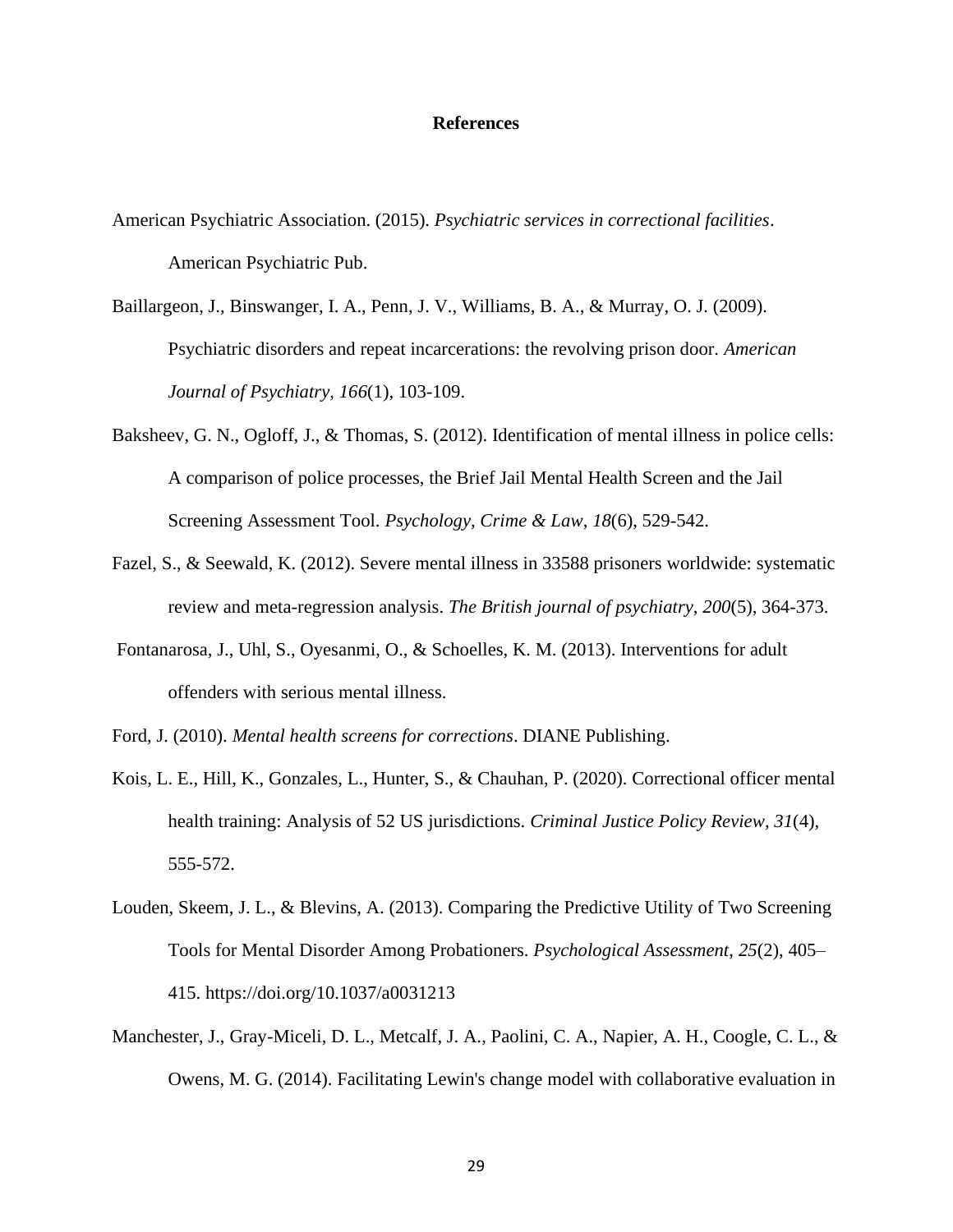# References

American Psychiatric Association. (2015). *Psychiatric services in correctional facilities*. American Psychiatric Pub.

Baillargeon, J., Binswanger, I. A., Penn, J. V., Williams, B. A., & Murray, O. J. (2009). Psychiatric disorders and repeat incarcerations: the revolving prison door. *American Journal of Psychiatry*, *166*(1), 103-109.

Baksheev, G. N., Ogloff, J., & Thomas, S. (2012). Identification of mental illness in police cells: A comparison of police processes, the Brief Jail Mental Health Screen and the Jail Screening Assessment Tool. *Psychology, Crime & Law*, *18*(6), 529-542.

Fazel, S., & Seewald, K. (2012). Severe mental illness in 33588 prisoners worldwide: systematic review and meta-regression analysis. *The British journal of psychiatry*, *200*(5), 364-373.

Fontanarosa, J., Uhl, S., Oyesanmi, O., & Schoelles, K. M. (2013). Interventions for adult offenders with serious mental illness.

Ford, J. (2010). *Mental health screens for corrections*. DIANE Publishing.

Kois, L. E., Hill, K., Gonzales, L., Hunter, S., & Chauhan, P. (2020). Correctional officer mental health training: Analysis of 52 US jurisdictions. *Criminal Justice Policy Review*, *31*(4), 555-572.

Louden, Skeem, J. L., & Blevins, A. (2013). Comparing the Predictive Utility of Two Screening Tools for Mental Disorder Among Probationers. *Psychological Assessment*, *25*(2), 405–415. https://doi.org/10.1037/a0031213

Manchester, J., Gray-Miceli, D. L., Metcalf, J. A., Paolini, C. A., Napier, A. H., Coogle, C. L., & Owens, M. G. (2014). Facilitating Lewin's change model with collaborative evaluation in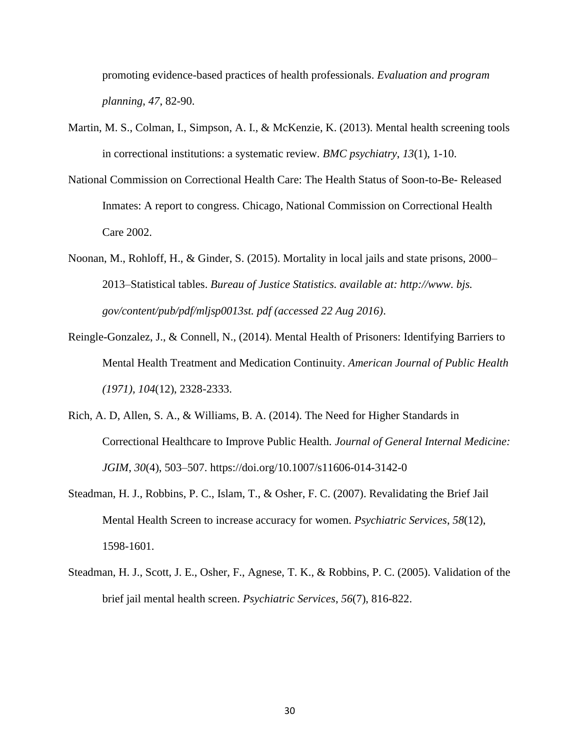promoting evidence-based practices of health professionals. *Evaluation and program planning*, *47*, 82-90.

Martin, M. S., Colman, I., Simpson, A. I., & McKenzie, K. (2013). Mental health screening tools in correctional institutions: a systematic review. *BMC psychiatry*, *13*(1), 1-10.

National Commission on Correctional Health Care: The Health Status of Soon-to-Be- Released Inmates: A report to congress. Chicago, National Commission on Correctional Health Care 2002.

Noonan, M., Rohloff, H., & Ginder, S. (2015). Mortality in local jails and state prisons, 2000–2013–Statistical tables. *Bureau of Justice Statistics. available at: http://www. bjs. gov/content/pub/pdf/mljsp0013st. pdf (accessed 22 Aug 2016)*.

Reingle-Gonzalez, J., & Connell, N., (2014). Mental Health of Prisoners: Identifying Barriers to Mental Health Treatment and Medication Continuity. *American Journal of Public Health (1971)*, *104*(12), 2328-2333.

Rich, A. D, Allen, S. A., & Williams, B. A. (2014). The Need for Higher Standards in Correctional Healthcare to Improve Public Health. *Journal of General Internal Medicine: JGIM*, *30*(4), 503–507. https://doi.org/10.1007/s11606-014-3142-0

Steadman, H. J., Robbins, P. C., Islam, T., & Osher, F. C. (2007). Revalidating the Brief Jail Mental Health Screen to increase accuracy for women. *Psychiatric Services*, *58*(12), 1598-1601.

Steadman, H. J., Scott, J. E., Osher, F., Agnese, T. K., & Robbins, P. C. (2005). Validation of the brief jail mental health screen. *Psychiatric Services*, *56*(7), 816-822.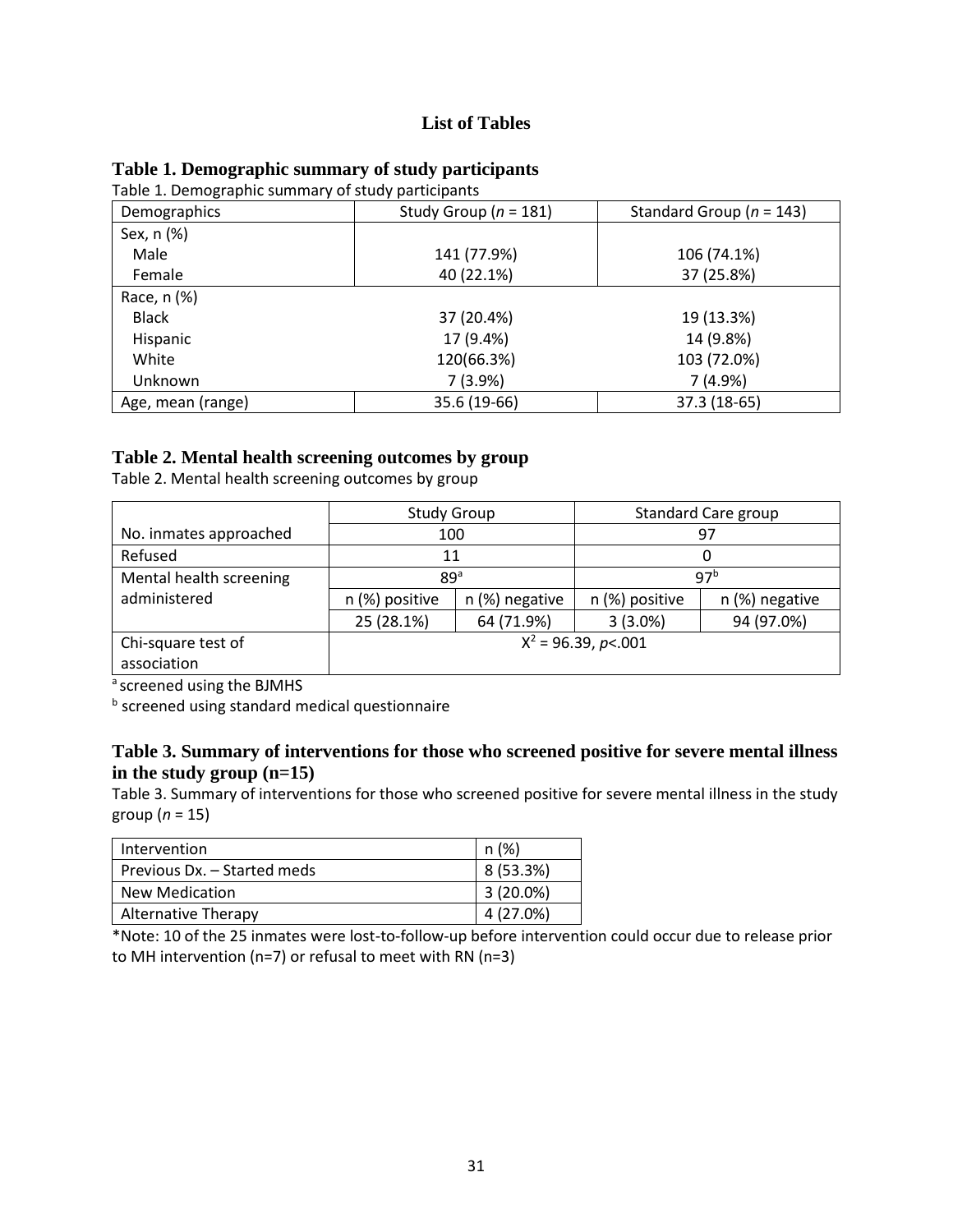# List of Tables

## Table 1. Demographic summary of study participants

Table 1. Demographic summary of study participants

| Demographics | Study Group (*n* = 181) | Standard Group (*n* = 143) |
|---|---|---|
| Sex, n (%) | | |
| Male | 141 (77.9%) | 106 (74.1%) |
| Female | 40 (22.1%) | 37 (25.8%) |
| Race, n (%) | | |
| Black | 37 (20.4%) | 19 (13.3%) |
| Hispanic | 17 (9.4%) | 14 (9.8%) |
| White | 120(66.3%) | 103 (72.0%) |
| Unknown | 7 (3.9%) | 7 (4.9%) |
| Age, mean (range) | 35.6 (19-66) | 37.3 (18-65) |

## Table 2. Mental health screening outcomes by group

Table 2. Mental health screening outcomes by group

| | Study Group | | Standard Care group | |
|---|---|---|---|---|
| No. inmates approached | 100 | | 97 | |
| Refused | 11 | | 0 | |
| Mental health screening administered | 89[a] | | 97[b] | |
| | n (%) positive | n (%) negative | n (%) positive | n (%) negative |
| | 25 (28.1%) | 64 (71.9%) | 3 (3.0%) | 94 (97.0%) |
| Chi-square test of association | $X^2 = 96.39$, $p<.001$ | | | |

[a] screened using the BJMHS

[b] screened using standard medical questionnaire

## Table 3. Summary of interventions for those who screened positive for severe mental illness in the study group (n=15)

Table 3. Summary of interventions for those who screened positive for severe mental illness in the study group (*n* = 15)

| Intervention | n (%) |
|---|---|
| Previous Dx. – Started meds | 8 (53.3%) |
| New Medication | 3 (20.0%) |
| Alternative Therapy | 4 (27.0%) |

*Note: 10 of the 25 inmates were lost-to-follow-up before intervention could occur due to release prior to MH intervention (n=7) or refusal to meet with RN (n=3)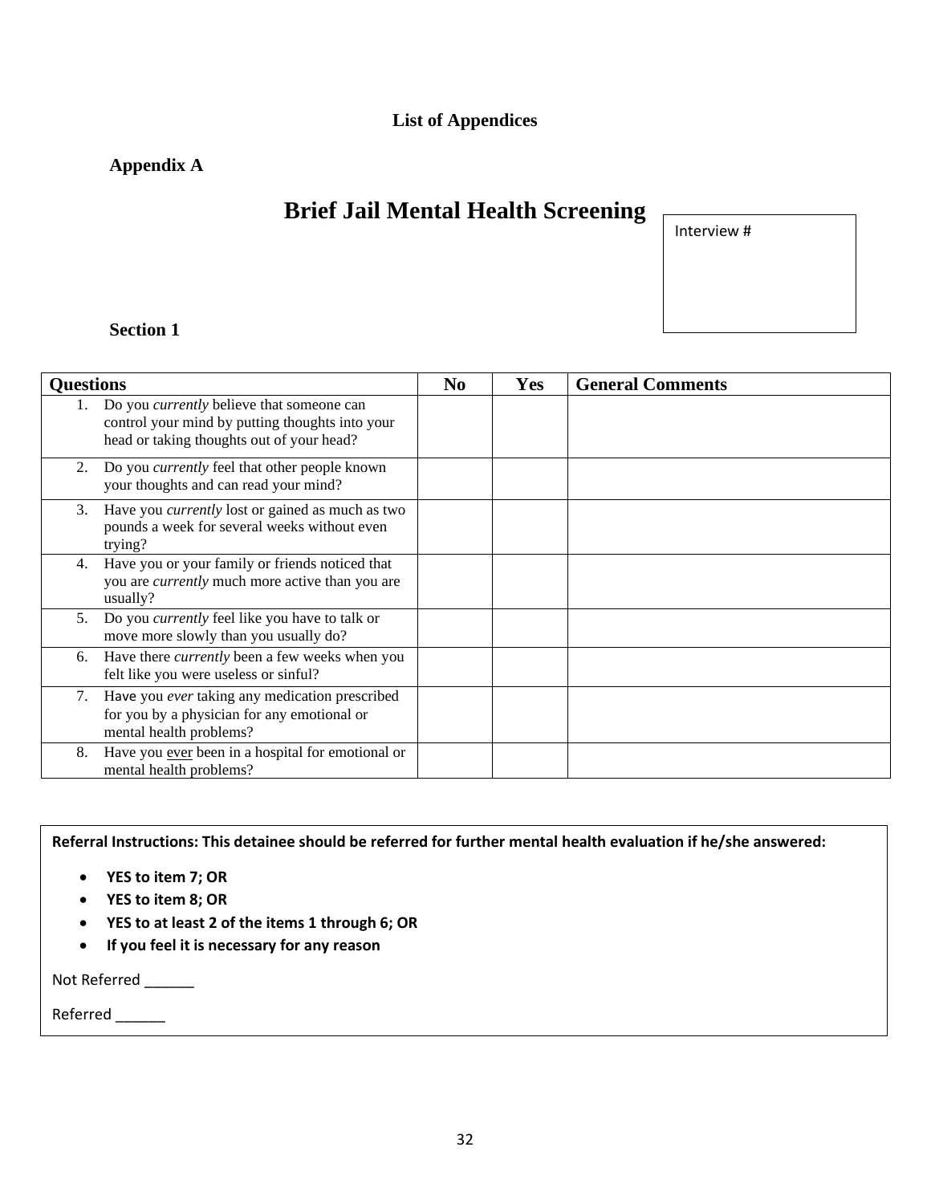**List of Appendices**

**Appendix A**

# Brief Jail Mental Health Screening

| Interview # |
| --- |
| |

**Section 1**

| Questions | No | Yes | General Comments |
| --- | --- | --- | --- |
| 1. Do you *currently* believe that someone can control your mind by putting thoughts into your head or taking thoughts out of your head? | | | |
| 2. Do you *currently* feel that other people known your thoughts and can read your mind? | | | |
| 3. Have you *currently* lost or gained as much as two pounds a week for several weeks without even trying? | | | |
| 4. Have you or your family or friends noticed that you are *currently* much more active than you are usually? | | | |
| 5. Do you *currently* feel like you have to talk or move more slowly than you usually do? | | | |
| 6. Have there *currently* been a few weeks when you felt like you were useless or sinful? | | | |
| 7. Have you *ever* taking any medication prescribed for you by a physician for any emotional or mental health problems? | | | |
| 8. Have you <u>ever</u> been in a hospital for emotional or mental health problems? | | | |

**Referral Instructions: This detainee should be referred for further mental health evaluation if he/she answered:**

- **YES to item 7; OR**
- **YES to item 8; OR**
- **YES to at least 2 of the items 1 through 6; OR**
- **If you feel it is necessary for any reason**

Not Referred ______

Referred ______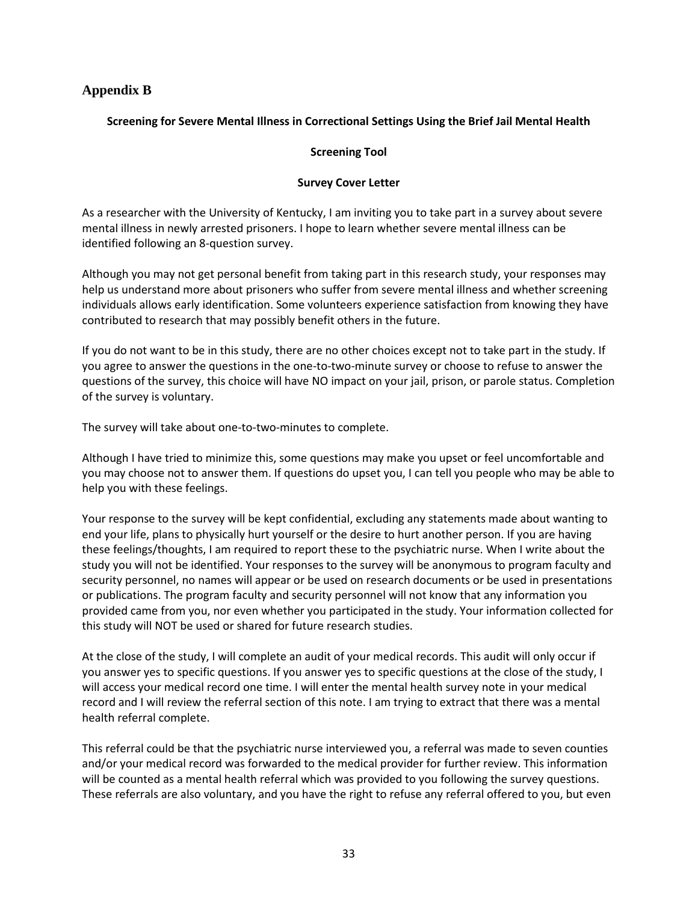## Appendix B

**Screening for Severe Mental Illness in Correctional Settings Using the Brief Jail Mental Health**

**Screening Tool**

**Survey Cover Letter**

As a researcher with the University of Kentucky, I am inviting you to take part in a survey about severe mental illness in newly arrested prisoners. I hope to learn whether severe mental illness can be identified following an 8-question survey.

Although you may not get personal benefit from taking part in this research study, your responses may help us understand more about prisoners who suffer from severe mental illness and whether screening individuals allows early identification. Some volunteers experience satisfaction from knowing they have contributed to research that may possibly benefit others in the future.

If you do not want to be in this study, there are no other choices except not to take part in the study. If you agree to answer the questions in the one-to-two-minute survey or choose to refuse to answer the questions of the survey, this choice will have NO impact on your jail, prison, or parole status. Completion of the survey is voluntary.

The survey will take about one-to-two-minutes to complete.

Although I have tried to minimize this, some questions may make you upset or feel uncomfortable and you may choose not to answer them. If questions do upset you, I can tell you people who may be able to help you with these feelings.

Your response to the survey will be kept confidential, excluding any statements made about wanting to end your life, plans to physically hurt yourself or the desire to hurt another person. If you are having these feelings/thoughts, I am required to report these to the psychiatric nurse. When I write about the study you will not be identified. Your responses to the survey will be anonymous to program faculty and security personnel, no names will appear or be used on research documents or be used in presentations or publications. The program faculty and security personnel will not know that any information you provided came from you, nor even whether you participated in the study. Your information collected for this study will NOT be used or shared for future research studies.

At the close of the study, I will complete an audit of your medical records. This audit will only occur if you answer yes to specific questions. If you answer yes to specific questions at the close of the study, I will access your medical record one time. I will enter the mental health survey note in your medical record and I will review the referral section of this note. I am trying to extract that there was a mental health referral complete.

This referral could be that the psychiatric nurse interviewed you, a referral was made to seven counties and/or your medical record was forwarded to the medical provider for further review. This information will be counted as a mental health referral which was provided to you following the survey questions. These referrals are also voluntary, and you have the right to refuse any referral offered to you, but even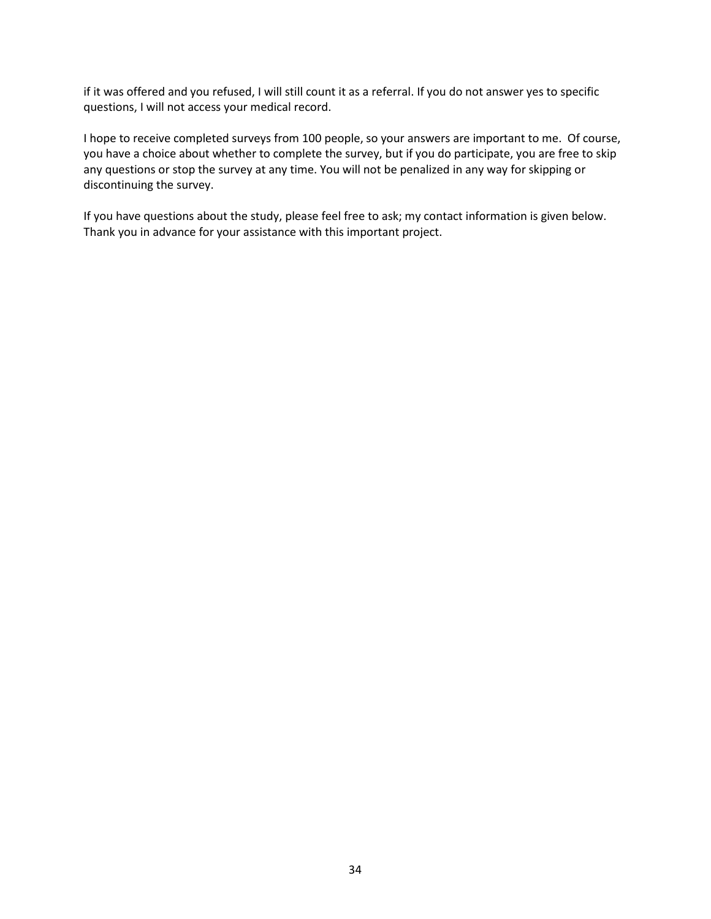if it was offered and you refused, I will still count it as a referral. If you do not answer yes to specific questions, I will not access your medical record.

I hope to receive completed surveys from 100 people, so your answers are important to me. Of course, you have a choice about whether to complete the survey, but if you do participate, you are free to skip any questions or stop the survey at any time. You will not be penalized in any way for skipping or discontinuing the survey.

If you have questions about the study, please feel free to ask; my contact information is given below. Thank you in advance for your assistance with this important project.